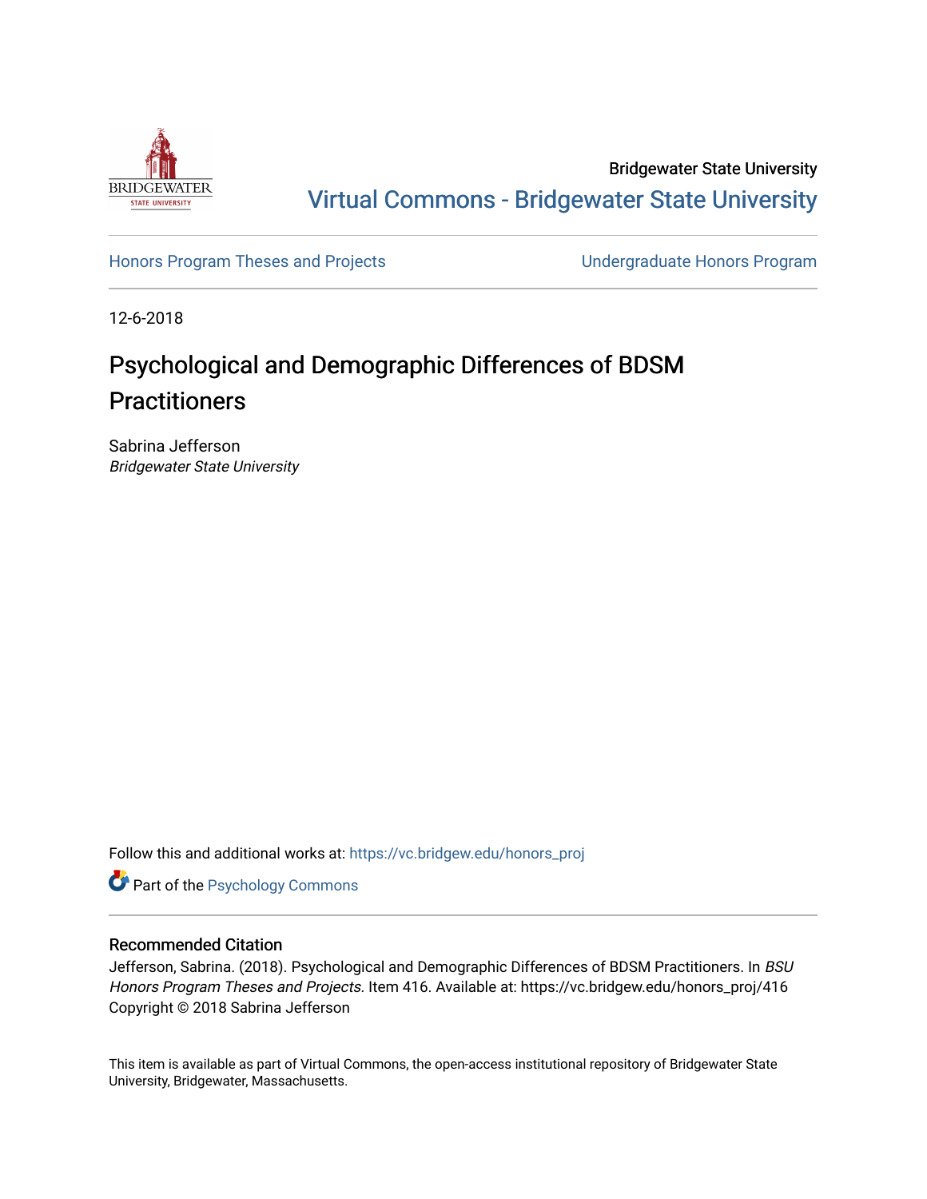Bridgewater State University

Virtual Commons - Bridgewater State University

Honors Program Theses and Projects | Undergraduate Honors Program

12-6-2018

# Psychological and Demographic Differences of BDSM Practitioners

Sabrina Jefferson
*Bridgewater State University*

Follow this and additional works at: https://vc.bridgew.edu/honors_proj

Part of the Psychology Commons

## Recommended Citation

Jefferson, Sabrina. (2018). Psychological and Demographic Differences of BDSM Practitioners. In *BSU Honors Program Theses and Projects.* Item 416. Available at: https://vc.bridgew.edu/honors_proj/416
Copyright © 2018 Sabrina Jefferson

This item is available as part of Virtual Commons, the open-access institutional repository of Bridgewater State University, Bridgewater, Massachusetts.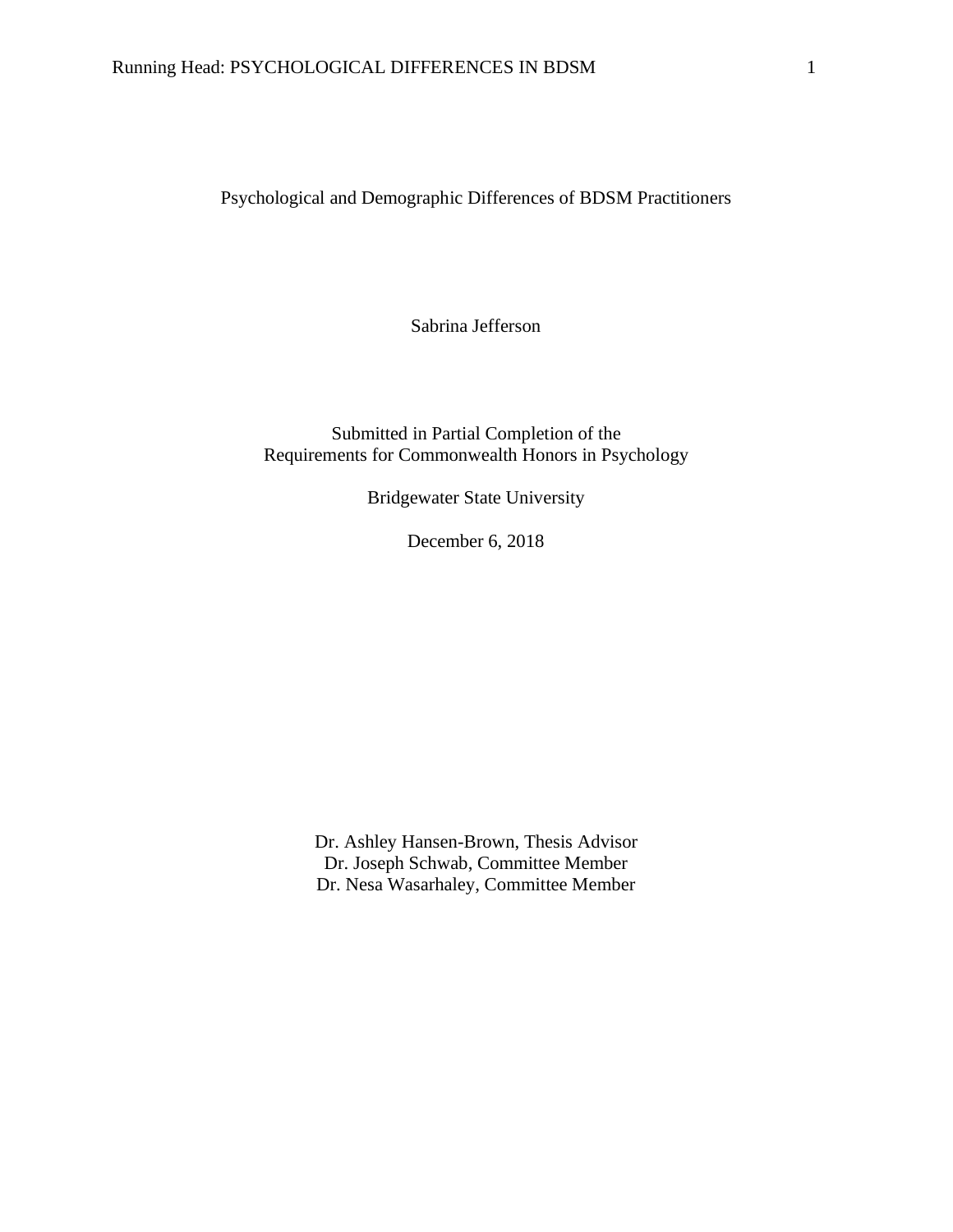# Psychological and Demographic Differences of BDSM Practitioners

Sabrina Jefferson

Submitted in Partial Completion of the
Requirements for Commonwealth Honors in Psychology

Bridgewater State University

December 6, 2018

Dr. Ashley Hansen-Brown, Thesis Advisor
Dr. Joseph Schwab, Committee Member
Dr. Nesa Wasarhaley, Committee Member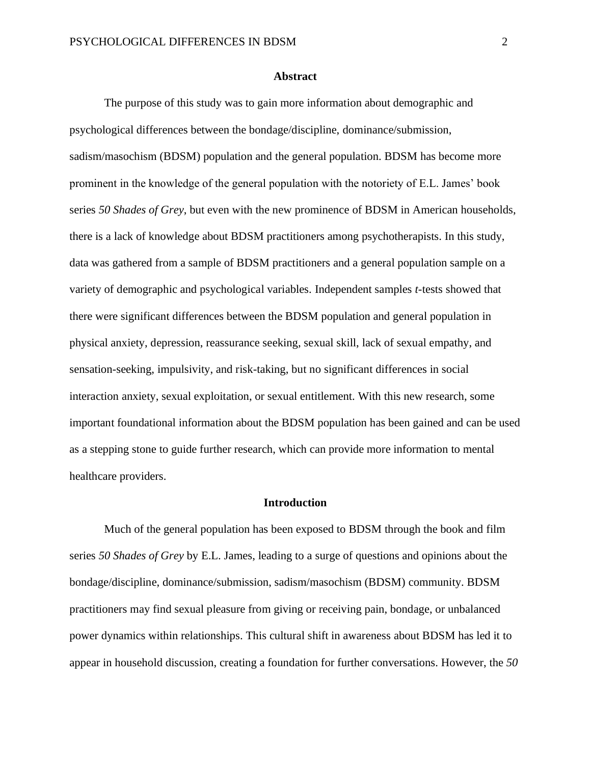## Abstract

The purpose of this study was to gain more information about demographic and psychological differences between the bondage/discipline, dominance/submission, sadism/masochism (BDSM) population and the general population. BDSM has become more prominent in the knowledge of the general population with the notoriety of E.L. James' book series *50 Shades of Grey*, but even with the new prominence of BDSM in American households, there is a lack of knowledge about BDSM practitioners among psychotherapists. In this study, data was gathered from a sample of BDSM practitioners and a general population sample on a variety of demographic and psychological variables. Independent samples *t*-tests showed that there were significant differences between the BDSM population and general population in physical anxiety, depression, reassurance seeking, sexual skill, lack of sexual empathy, and sensation-seeking, impulsivity, and risk-taking, but no significant differences in social interaction anxiety, sexual exploitation, or sexual entitlement. With this new research, some important foundational information about the BDSM population has been gained and can be used as a stepping stone to guide further research, which can provide more information to mental healthcare providers.

## Introduction

Much of the general population has been exposed to BDSM through the book and film series *50 Shades of Grey* by E.L. James, leading to a surge of questions and opinions about the bondage/discipline, dominance/submission, sadism/masochism (BDSM) community. BDSM practitioners may find sexual pleasure from giving or receiving pain, bondage, or unbalanced power dynamics within relationships. This cultural shift in awareness about BDSM has led it to appear in household discussion, creating a foundation for further conversations. However, the *50*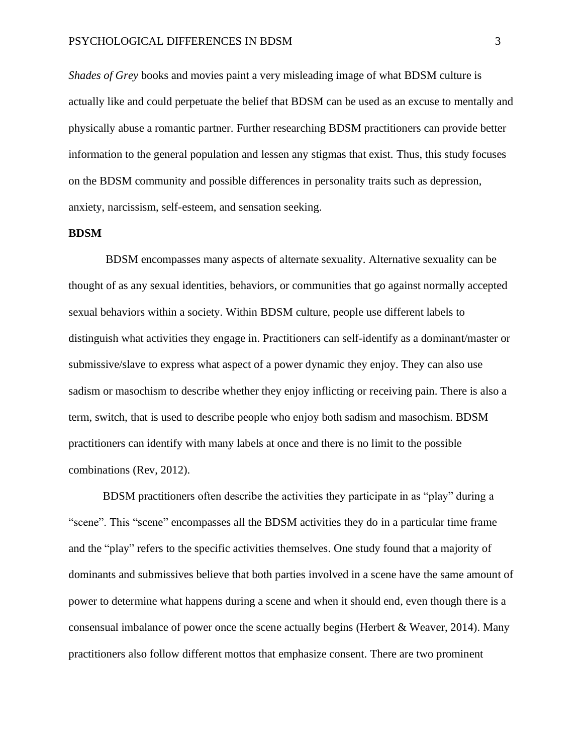*Shades of Grey* books and movies paint a very misleading image of what BDSM culture is actually like and could perpetuate the belief that BDSM can be used as an excuse to mentally and physically abuse a romantic partner. Further researching BDSM practitioners can provide better information to the general population and lessen any stigmas that exist. Thus, this study focuses on the BDSM community and possible differences in personality traits such as depression, anxiety, narcissism, self-esteem, and sensation seeking.

## BDSM

BDSM encompasses many aspects of alternate sexuality. Alternative sexuality can be thought of as any sexual identities, behaviors, or communities that go against normally accepted sexual behaviors within a society. Within BDSM culture, people use different labels to distinguish what activities they engage in. Practitioners can self-identify as a dominant/master or submissive/slave to express what aspect of a power dynamic they enjoy. They can also use sadism or masochism to describe whether they enjoy inflicting or receiving pain. There is also a term, switch, that is used to describe people who enjoy both sadism and masochism. BDSM practitioners can identify with many labels at once and there is no limit to the possible combinations (Rev, 2012).

BDSM practitioners often describe the activities they participate in as "play" during a "scene". This "scene" encompasses all the BDSM activities they do in a particular time frame and the "play" refers to the specific activities themselves. One study found that a majority of dominants and submissives believe that both parties involved in a scene have the same amount of power to determine what happens during a scene and when it should end, even though there is a consensual imbalance of power once the scene actually begins (Herbert & Weaver, 2014). Many practitioners also follow different mottos that emphasize consent. There are two prominent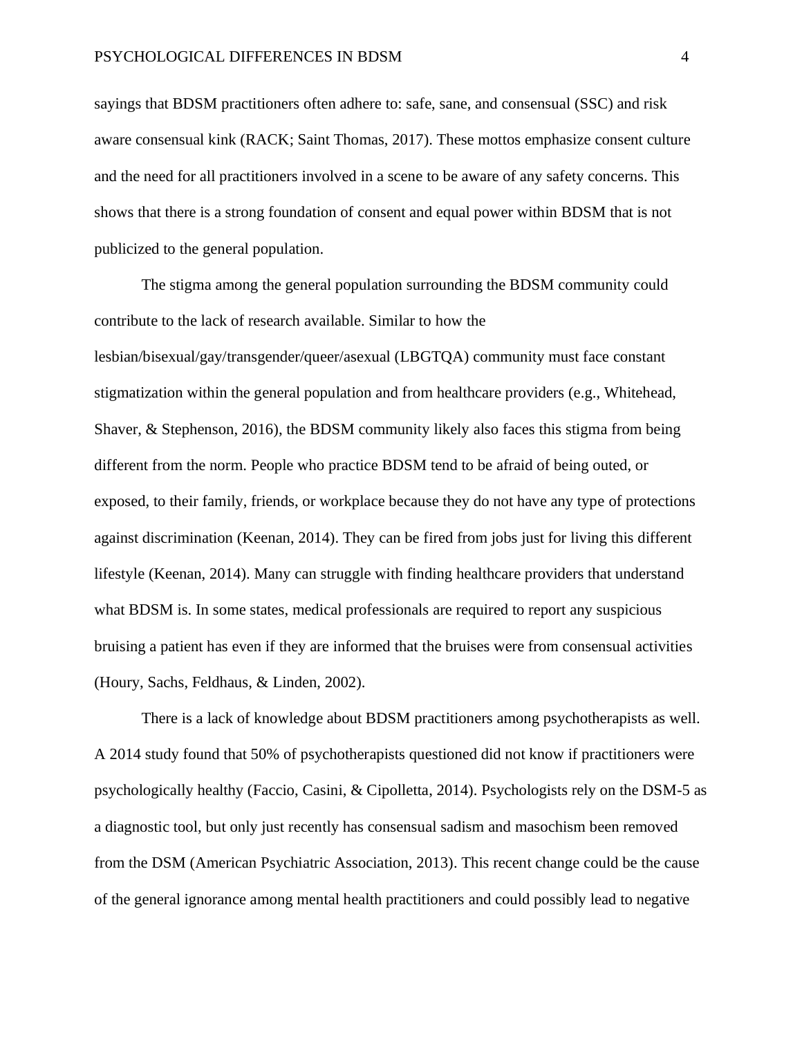sayings that BDSM practitioners often adhere to: safe, sane, and consensual (SSC) and risk aware consensual kink (RACK; Saint Thomas, 2017). These mottos emphasize consent culture and the need for all practitioners involved in a scene to be aware of any safety concerns. This shows that there is a strong foundation of consent and equal power within BDSM that is not publicized to the general population.

The stigma among the general population surrounding the BDSM community could contribute to the lack of research available. Similar to how the lesbian/bisexual/gay/transgender/queer/asexual (LBGTQA) community must face constant stigmatization within the general population and from healthcare providers (e.g., Whitehead, Shaver, & Stephenson, 2016), the BDSM community likely also faces this stigma from being different from the norm. People who practice BDSM tend to be afraid of being outed, or exposed, to their family, friends, or workplace because they do not have any type of protections against discrimination (Keenan, 2014). They can be fired from jobs just for living this different lifestyle (Keenan, 2014). Many can struggle with finding healthcare providers that understand what BDSM is. In some states, medical professionals are required to report any suspicious bruising a patient has even if they are informed that the bruises were from consensual activities (Houry, Sachs, Feldhaus, & Linden, 2002).

There is a lack of knowledge about BDSM practitioners among psychotherapists as well. A 2014 study found that 50% of psychotherapists questioned did not know if practitioners were psychologically healthy (Faccio, Casini, & Cipolletta, 2014). Psychologists rely on the DSM-5 as a diagnostic tool, but only just recently has consensual sadism and masochism been removed from the DSM (American Psychiatric Association, 2013). This recent change could be the cause of the general ignorance among mental health practitioners and could possibly lead to negative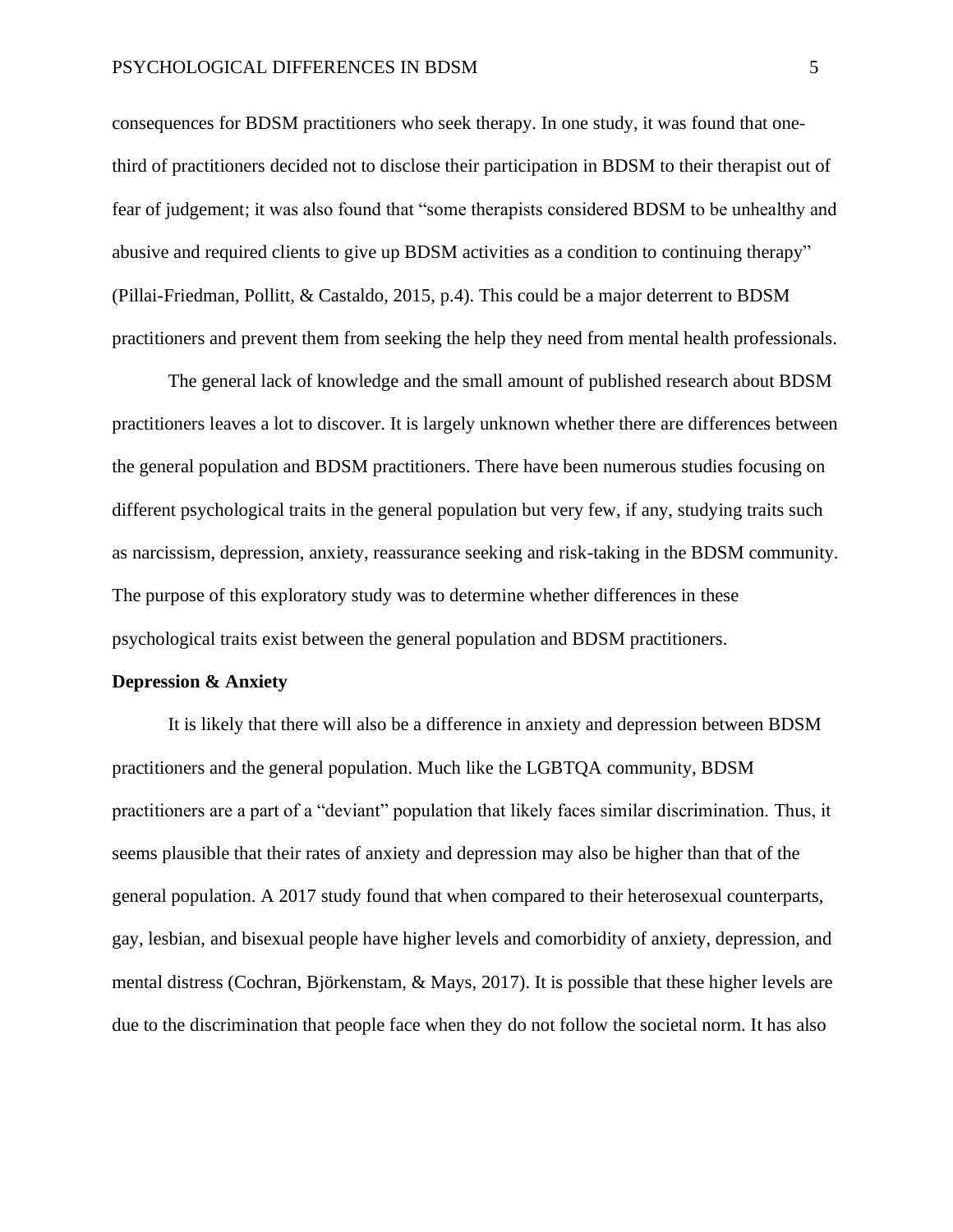consequences for BDSM practitioners who seek therapy. In one study, it was found that one-third of practitioners decided not to disclose their participation in BDSM to their therapist out of fear of judgement; it was also found that "some therapists considered BDSM to be unhealthy and abusive and required clients to give up BDSM activities as a condition to continuing therapy" (Pillai-Friedman, Pollitt, & Castaldo, 2015, p.4). This could be a major deterrent to BDSM practitioners and prevent them from seeking the help they need from mental health professionals.

The general lack of knowledge and the small amount of published research about BDSM practitioners leaves a lot to discover. It is largely unknown whether there are differences between the general population and BDSM practitioners. There have been numerous studies focusing on different psychological traits in the general population but very few, if any, studying traits such as narcissism, depression, anxiety, reassurance seeking and risk-taking in the BDSM community. The purpose of this exploratory study was to determine whether differences in these psychological traits exist between the general population and BDSM practitioners.

**Depression & Anxiety**

It is likely that there will also be a difference in anxiety and depression between BDSM practitioners and the general population. Much like the LGBTQA community, BDSM practitioners are a part of a "deviant" population that likely faces similar discrimination. Thus, it seems plausible that their rates of anxiety and depression may also be higher than that of the general population. A 2017 study found that when compared to their heterosexual counterparts, gay, lesbian, and bisexual people have higher levels and comorbidity of anxiety, depression, and mental distress (Cochran, Björkenstam, & Mays, 2017). It is possible that these higher levels are due to the discrimination that people face when they do not follow the societal norm. It has also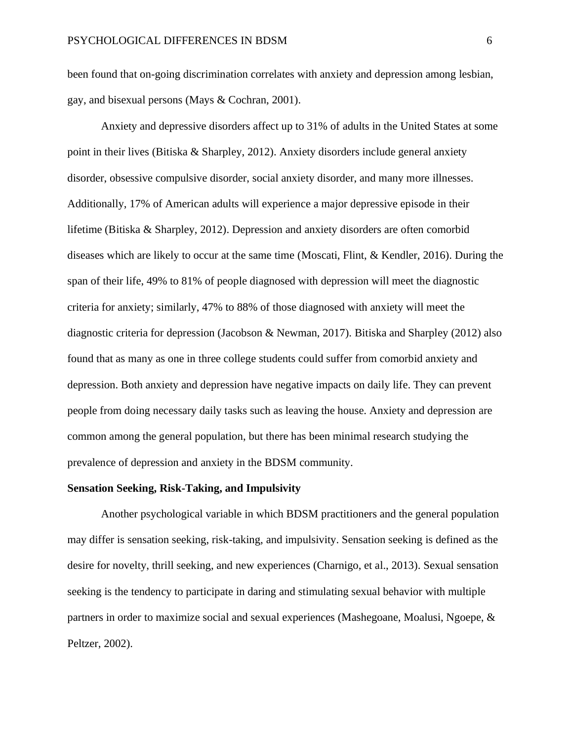been found that on-going discrimination correlates with anxiety and depression among lesbian, gay, and bisexual persons (Mays & Cochran, 2001).

Anxiety and depressive disorders affect up to 31% of adults in the United States at some point in their lives (Bitiska & Sharpley, 2012). Anxiety disorders include general anxiety disorder, obsessive compulsive disorder, social anxiety disorder, and many more illnesses. Additionally, 17% of American adults will experience a major depressive episode in their lifetime (Bitiska & Sharpley, 2012). Depression and anxiety disorders are often comorbid diseases which are likely to occur at the same time (Moscati, Flint, & Kendler, 2016). During the span of their life, 49% to 81% of people diagnosed with depression will meet the diagnostic criteria for anxiety; similarly, 47% to 88% of those diagnosed with anxiety will meet the diagnostic criteria for depression (Jacobson & Newman, 2017). Bitiska and Sharpley (2012) also found that as many as one in three college students could suffer from comorbid anxiety and depression. Both anxiety and depression have negative impacts on daily life. They can prevent people from doing necessary daily tasks such as leaving the house. Anxiety and depression are common among the general population, but there has been minimal research studying the prevalence of depression and anxiety in the BDSM community.

**Sensation Seeking, Risk-Taking, and Impulsivity**

Another psychological variable in which BDSM practitioners and the general population may differ is sensation seeking, risk-taking, and impulsivity. Sensation seeking is defined as the desire for novelty, thrill seeking, and new experiences (Charnigo, et al., 2013). Sexual sensation seeking is the tendency to participate in daring and stimulating sexual behavior with multiple partners in order to maximize social and sexual experiences (Mashegoane, Moalusi, Ngoepe, & Peltzer, 2002).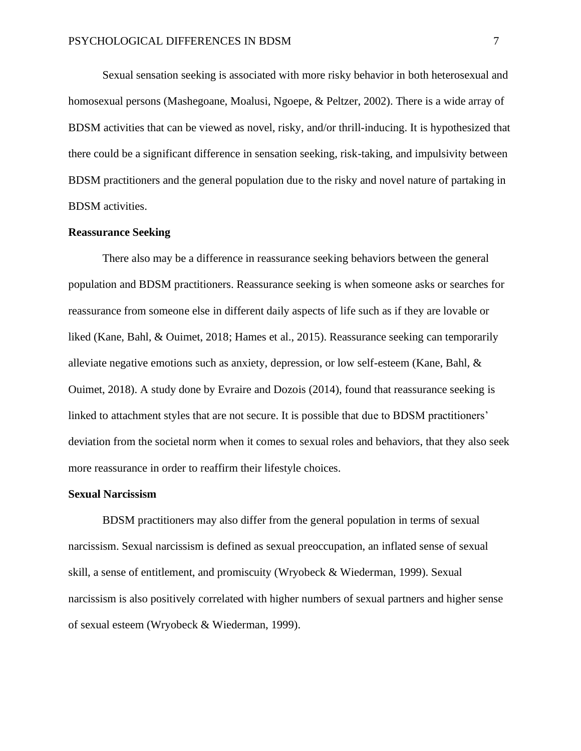Sexual sensation seeking is associated with more risky behavior in both heterosexual and homosexual persons (Mashegoane, Moalusi, Ngoepe, & Peltzer, 2002). There is a wide array of BDSM activities that can be viewed as novel, risky, and/or thrill-inducing. It is hypothesized that there could be a significant difference in sensation seeking, risk-taking, and impulsivity between BDSM practitioners and the general population due to the risky and novel nature of partaking in BDSM activities.

**Reassurance Seeking**

There also may be a difference in reassurance seeking behaviors between the general population and BDSM practitioners. Reassurance seeking is when someone asks or searches for reassurance from someone else in different daily aspects of life such as if they are lovable or liked (Kane, Bahl, & Ouimet, 2018; Hames et al., 2015). Reassurance seeking can temporarily alleviate negative emotions such as anxiety, depression, or low self-esteem (Kane, Bahl, & Ouimet, 2018). A study done by Evraire and Dozois (2014), found that reassurance seeking is linked to attachment styles that are not secure. It is possible that due to BDSM practitioners' deviation from the societal norm when it comes to sexual roles and behaviors, that they also seek more reassurance in order to reaffirm their lifestyle choices.

**Sexual Narcissism**

BDSM practitioners may also differ from the general population in terms of sexual narcissism. Sexual narcissism is defined as sexual preoccupation, an inflated sense of sexual skill, a sense of entitlement, and promiscuity (Wryobeck & Wiederman, 1999). Sexual narcissism is also positively correlated with higher numbers of sexual partners and higher sense of sexual esteem (Wryobeck & Wiederman, 1999).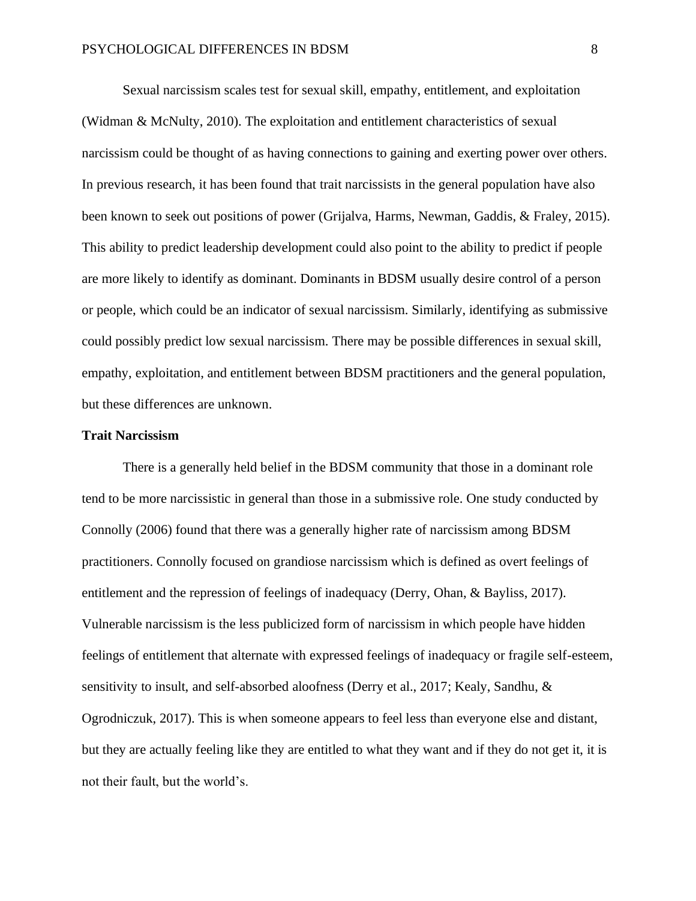Sexual narcissism scales test for sexual skill, empathy, entitlement, and exploitation (Widman & McNulty, 2010). The exploitation and entitlement characteristics of sexual narcissism could be thought of as having connections to gaining and exerting power over others. In previous research, it has been found that trait narcissists in the general population have also been known to seek out positions of power (Grijalva, Harms, Newman, Gaddis, & Fraley, 2015). This ability to predict leadership development could also point to the ability to predict if people are more likely to identify as dominant. Dominants in BDSM usually desire control of a person or people, which could be an indicator of sexual narcissism. Similarly, identifying as submissive could possibly predict low sexual narcissism. There may be possible differences in sexual skill, empathy, exploitation, and entitlement between BDSM practitioners and the general population, but these differences are unknown.

**Trait Narcissism**

There is a generally held belief in the BDSM community that those in a dominant role tend to be more narcissistic in general than those in a submissive role. One study conducted by Connolly (2006) found that there was a generally higher rate of narcissism among BDSM practitioners. Connolly focused on grandiose narcissism which is defined as overt feelings of entitlement and the repression of feelings of inadequacy (Derry, Ohan, & Bayliss, 2017). Vulnerable narcissism is the less publicized form of narcissism in which people have hidden feelings of entitlement that alternate with expressed feelings of inadequacy or fragile self-esteem, sensitivity to insult, and self-absorbed aloofness (Derry et al., 2017; Kealy, Sandhu, & Ogrodniczuk, 2017). This is when someone appears to feel less than everyone else and distant, but they are actually feeling like they are entitled to what they want and if they do not get it, it is not their fault, but the world's.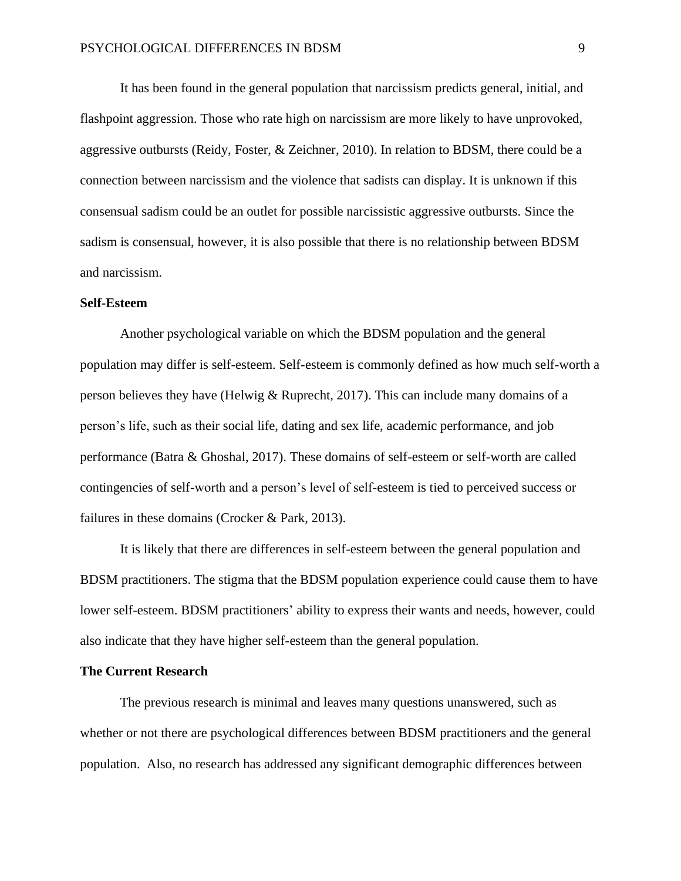It has been found in the general population that narcissism predicts general, initial, and flashpoint aggression. Those who rate high on narcissism are more likely to have unprovoked, aggressive outbursts (Reidy, Foster, & Zeichner, 2010). In relation to BDSM, there could be a connection between narcissism and the violence that sadists can display. It is unknown if this consensual sadism could be an outlet for possible narcissistic aggressive outbursts. Since the sadism is consensual, however, it is also possible that there is no relationship between BDSM and narcissism.

**Self-Esteem**

Another psychological variable on which the BDSM population and the general population may differ is self-esteem. Self-esteem is commonly defined as how much self-worth a person believes they have (Helwig & Ruprecht, 2017). This can include many domains of a person's life, such as their social life, dating and sex life, academic performance, and job performance (Batra & Ghoshal, 2017). These domains of self-esteem or self-worth are called contingencies of self-worth and a person's level of self-esteem is tied to perceived success or failures in these domains (Crocker & Park, 2013).

It is likely that there are differences in self-esteem between the general population and BDSM practitioners. The stigma that the BDSM population experience could cause them to have lower self-esteem. BDSM practitioners' ability to express their wants and needs, however, could also indicate that they have higher self-esteem than the general population.

**The Current Research**

The previous research is minimal and leaves many questions unanswered, such as whether or not there are psychological differences between BDSM practitioners and the general population. Also, no research has addressed any significant demographic differences between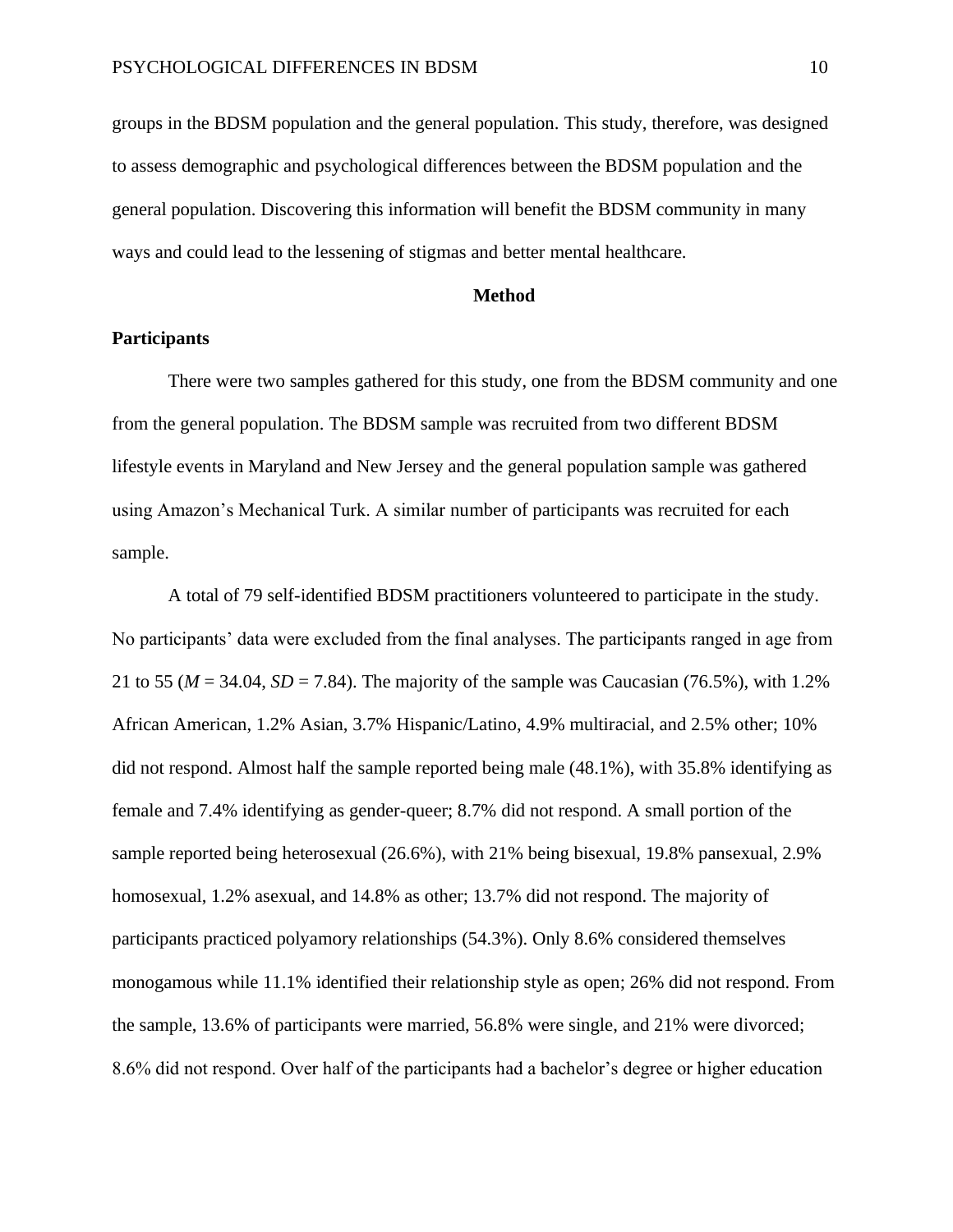groups in the BDSM population and the general population. This study, therefore, was designed to assess demographic and psychological differences between the BDSM population and the general population. Discovering this information will benefit the BDSM community in many ways and could lead to the lessening of stigmas and better mental healthcare.

## Method

### Participants

There were two samples gathered for this study, one from the BDSM community and one from the general population. The BDSM sample was recruited from two different BDSM lifestyle events in Maryland and New Jersey and the general population sample was gathered using Amazon's Mechanical Turk. A similar number of participants was recruited for each sample.

A total of 79 self-identified BDSM practitioners volunteered to participate in the study. No participants' data were excluded from the final analyses. The participants ranged in age from 21 to 55 ($M$ = 34.04, $SD$ = 7.84). The majority of the sample was Caucasian (76.5%), with 1.2% African American, 1.2% Asian, 3.7% Hispanic/Latino, 4.9% multiracial, and 2.5% other; 10% did not respond. Almost half the sample reported being male (48.1%), with 35.8% identifying as female and 7.4% identifying as gender-queer; 8.7% did not respond. A small portion of the sample reported being heterosexual (26.6%), with 21% being bisexual, 19.8% pansexual, 2.9% homosexual, 1.2% asexual, and 14.8% as other; 13.7% did not respond. The majority of participants practiced polyamory relationships (54.3%). Only 8.6% considered themselves monogamous while 11.1% identified their relationship style as open; 26% did not respond. From the sample, 13.6% of participants were married, 56.8% were single, and 21% were divorced; 8.6% did not respond. Over half of the participants had a bachelor's degree or higher education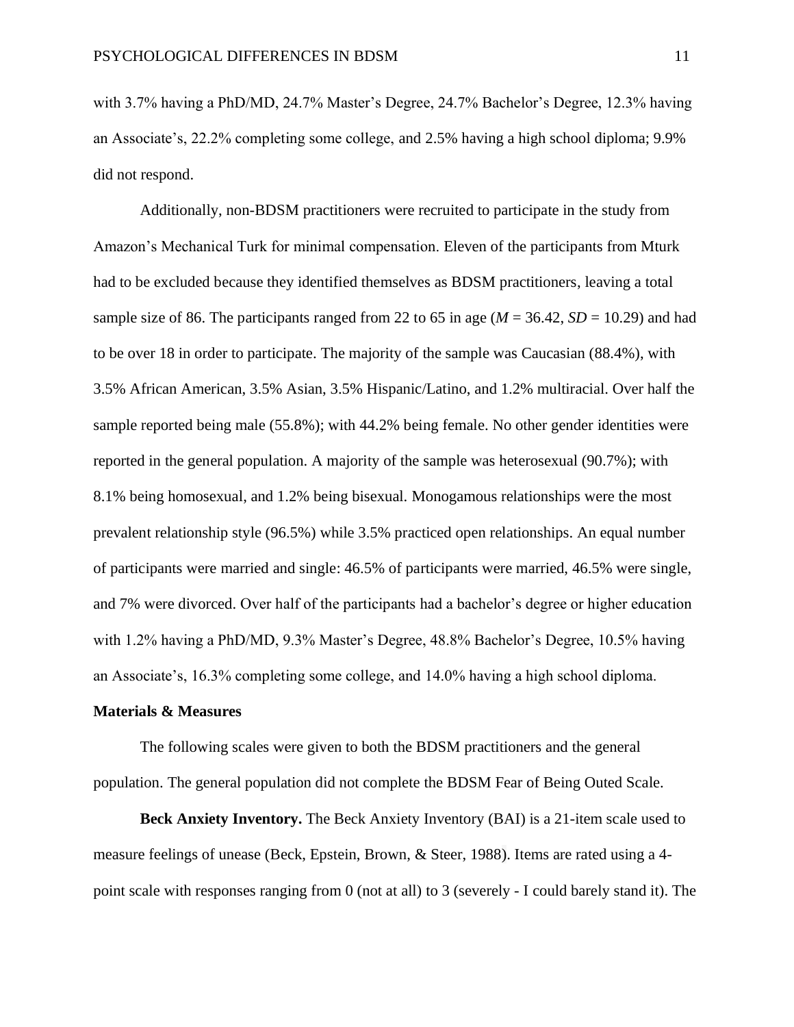with 3.7% having a PhD/MD, 24.7% Master's Degree, 24.7% Bachelor's Degree, 12.3% having an Associate's, 22.2% completing some college, and 2.5% having a high school diploma; 9.9% did not respond.

Additionally, non-BDSM practitioners were recruited to participate in the study from Amazon's Mechanical Turk for minimal compensation. Eleven of the participants from Mturk had to be excluded because they identified themselves as BDSM practitioners, leaving a total sample size of 86. The participants ranged from 22 to 65 in age ($M$ = 36.42, $SD$ = 10.29) and had to be over 18 in order to participate. The majority of the sample was Caucasian (88.4%), with 3.5% African American, 3.5% Asian, 3.5% Hispanic/Latino, and 1.2% multiracial. Over half the sample reported being male (55.8%); with 44.2% being female. No other gender identities were reported in the general population. A majority of the sample was heterosexual (90.7%); with 8.1% being homosexual, and 1.2% being bisexual. Monogamous relationships were the most prevalent relationship style (96.5%) while 3.5% practiced open relationships. An equal number of participants were married and single: 46.5% of participants were married, 46.5% were single, and 7% were divorced. Over half of the participants had a bachelor's degree or higher education with 1.2% having a PhD/MD, 9.3% Master's Degree, 48.8% Bachelor's Degree, 10.5% having an Associate's, 16.3% completing some college, and 14.0% having a high school diploma.

## Materials & Measures

The following scales were given to both the BDSM practitioners and the general population. The general population did not complete the BDSM Fear of Being Outed Scale.

**Beck Anxiety Inventory.** The Beck Anxiety Inventory (BAI) is a 21-item scale used to measure feelings of unease (Beck, Epstein, Brown, & Steer, 1988). Items are rated using a 4-point scale with responses ranging from 0 (not at all) to 3 (severely - I could barely stand it). The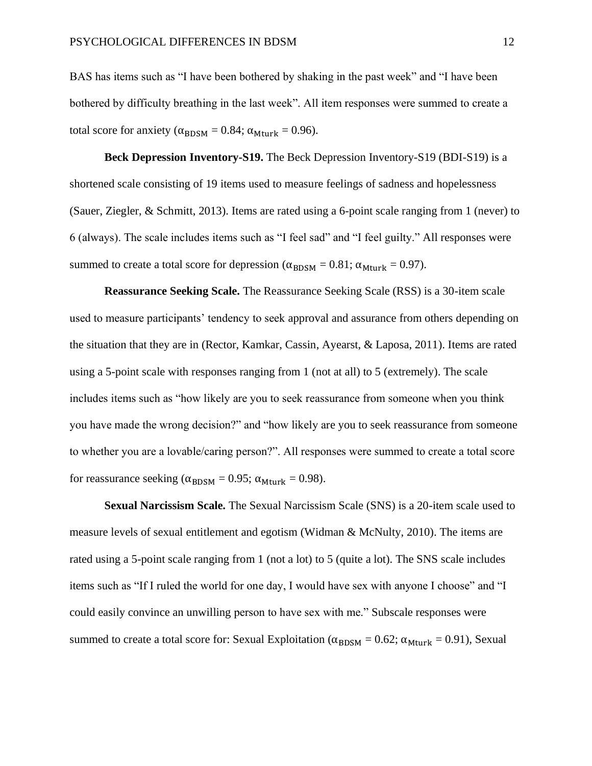BAS has items such as “I have been bothered by shaking in the past week” and “I have been bothered by difficulty breathing in the last week”. All item responses were summed to create a total score for anxiety ($\alpha_{\text{BDSM}}$ = 0.84; $\alpha_{\text{Mturk}}$ = 0.96).

**Beck Depression Inventory-S19.** The Beck Depression Inventory-S19 (BDI-S19) is a shortened scale consisting of 19 items used to measure feelings of sadness and hopelessness (Sauer, Ziegler, & Schmitt, 2013). Items are rated using a 6-point scale ranging from 1 (never) to 6 (always). The scale includes items such as “I feel sad” and “I feel guilty.” All responses were summed to create a total score for depression ($\alpha_{\text{BDSM}}$ = 0.81; $\alpha_{\text{Mturk}}$ = 0.97).

**Reassurance Seeking Scale.** The Reassurance Seeking Scale (RSS) is a 30-item scale used to measure participants’ tendency to seek approval and assurance from others depending on the situation that they are in (Rector, Kamkar, Cassin, Ayearst, & Laposa, 2011). Items are rated using a 5-point scale with responses ranging from 1 (not at all) to 5 (extremely). The scale includes items such as “how likely are you to seek reassurance from someone when you think you have made the wrong decision?” and “how likely are you to seek reassurance from someone to whether you are a lovable/caring person?”. All responses were summed to create a total score for reassurance seeking ($\alpha_{\text{BDSM}}$ = 0.95; $\alpha_{\text{Mturk}}$ = 0.98).

**Sexual Narcissism Scale.** The Sexual Narcissism Scale (SNS) is a 20-item scale used to measure levels of sexual entitlement and egotism (Widman & McNulty, 2010). The items are rated using a 5-point scale ranging from 1 (not a lot) to 5 (quite a lot). The SNS scale includes items such as “If I ruled the world for one day, I would have sex with anyone I choose” and “I could easily convince an unwilling person to have sex with me.” Subscale responses were summed to create a total score for: Sexual Exploitation ($\alpha_{\text{BDSM}}$ = 0.62; $\alpha_{\text{Mturk}}$ = 0.91), Sexual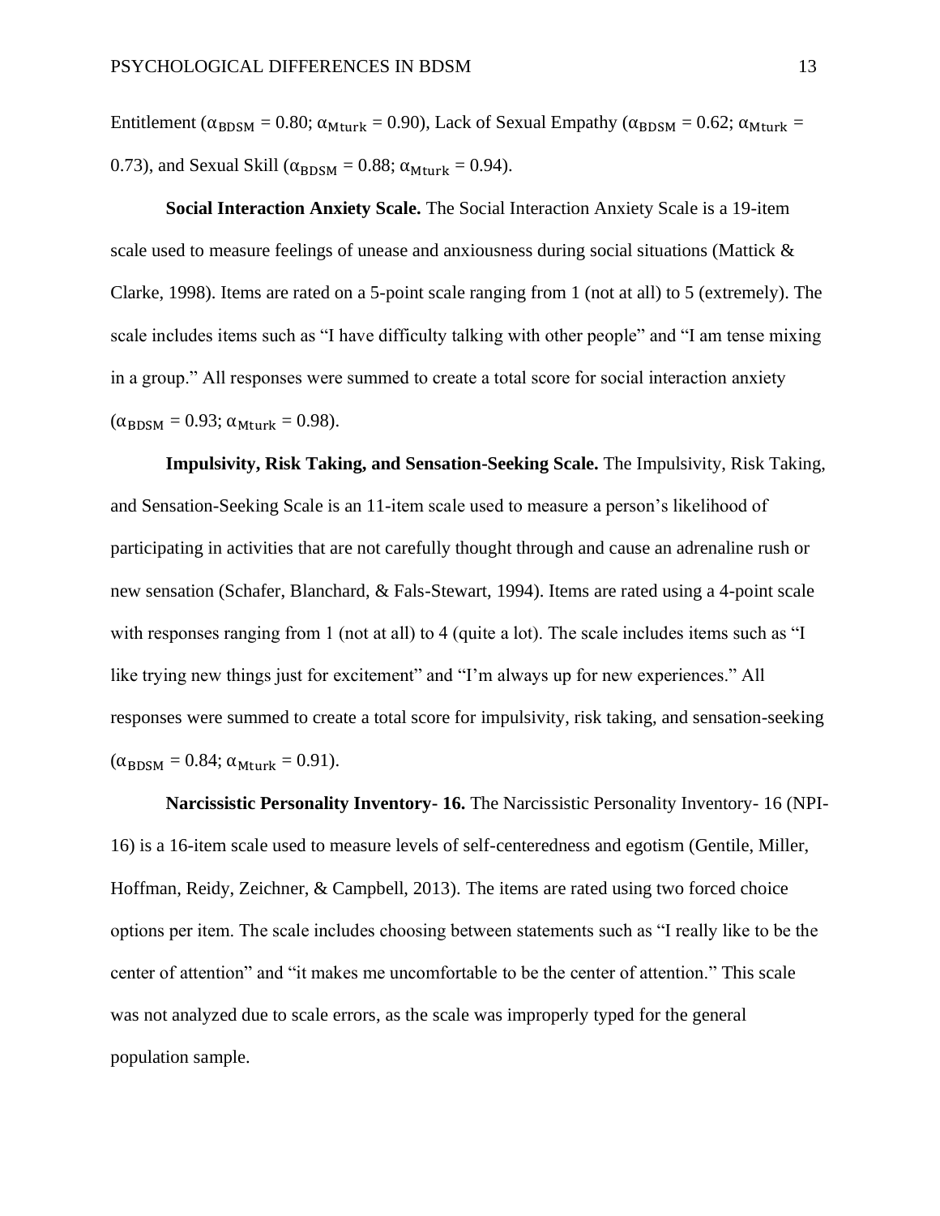Entitlement ($\alpha_{\text{BDSM}}$ = 0.80; $\alpha_{\text{Mturk}}$ = 0.90), Lack of Sexual Empathy ($\alpha_{\text{BDSM}}$ = 0.62; $\alpha_{\text{Mturk}}$ = 0.73), and Sexual Skill ($\alpha_{\text{BDSM}}$ = 0.88; $\alpha_{\text{Mturk}}$ = 0.94).

**Social Interaction Anxiety Scale.** The Social Interaction Anxiety Scale is a 19-item scale used to measure feelings of unease and anxiousness during social situations (Mattick & Clarke, 1998). Items are rated on a 5-point scale ranging from 1 (not at all) to 5 (extremely). The scale includes items such as "I have difficulty talking with other people" and "I am tense mixing in a group." All responses were summed to create a total score for social interaction anxiety ($\alpha_{\text{BDSM}}$ = 0.93; $\alpha_{\text{Mturk}}$ = 0.98).

**Impulsivity, Risk Taking, and Sensation-Seeking Scale.** The Impulsivity, Risk Taking, and Sensation-Seeking Scale is an 11-item scale used to measure a person's likelihood of participating in activities that are not carefully thought through and cause an adrenaline rush or new sensation (Schafer, Blanchard, & Fals-Stewart, 1994). Items are rated using a 4-point scale with responses ranging from 1 (not at all) to 4 (quite a lot). The scale includes items such as "I like trying new things just for excitement" and "I'm always up for new experiences." All responses were summed to create a total score for impulsivity, risk taking, and sensation-seeking ($\alpha_{\text{BDSM}}$ = 0.84; $\alpha_{\text{Mturk}}$ = 0.91).

**Narcissistic Personality Inventory- 16.** The Narcissistic Personality Inventory- 16 (NPI-16) is a 16-item scale used to measure levels of self-centeredness and egotism (Gentile, Miller, Hoffman, Reidy, Zeichner, & Campbell, 2013). The items are rated using two forced choice options per item. The scale includes choosing between statements such as "I really like to be the center of attention" and "it makes me uncomfortable to be the center of attention." This scale was not analyzed due to scale errors, as the scale was improperly typed for the general population sample.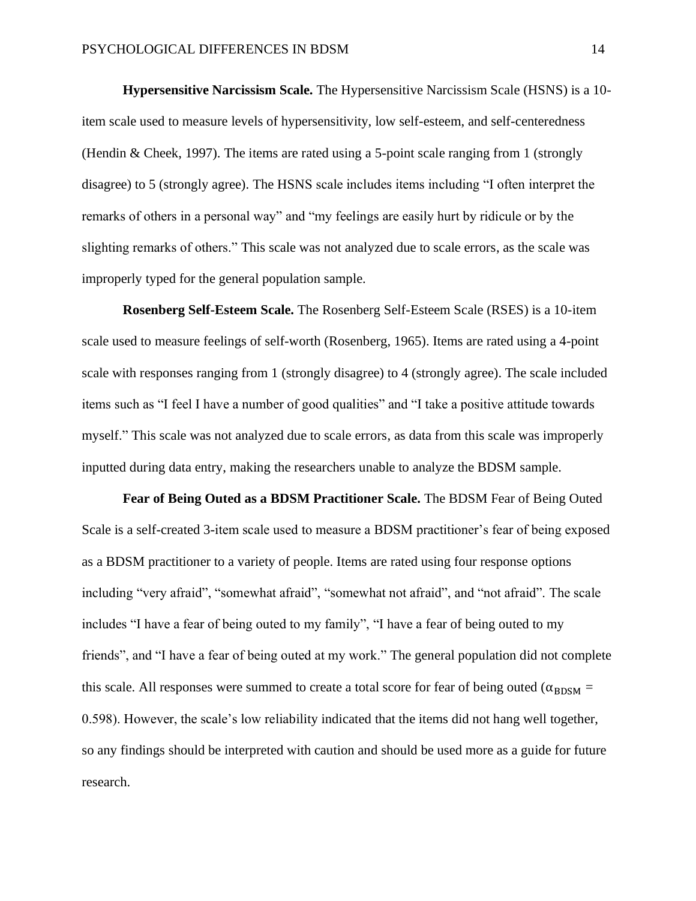**Hypersensitive Narcissism Scale.** The Hypersensitive Narcissism Scale (HSNS) is a 10-item scale used to measure levels of hypersensitivity, low self-esteem, and self-centeredness (Hendin & Cheek, 1997). The items are rated using a 5-point scale ranging from 1 (strongly disagree) to 5 (strongly agree). The HSNS scale includes items including "I often interpret the remarks of others in a personal way" and "my feelings are easily hurt by ridicule or by the slighting remarks of others." This scale was not analyzed due to scale errors, as the scale was improperly typed for the general population sample.

**Rosenberg Self-Esteem Scale.** The Rosenberg Self-Esteem Scale (RSES) is a 10-item scale used to measure feelings of self-worth (Rosenberg, 1965). Items are rated using a 4-point scale with responses ranging from 1 (strongly disagree) to 4 (strongly agree). The scale included items such as "I feel I have a number of good qualities" and "I take a positive attitude towards myself." This scale was not analyzed due to scale errors, as data from this scale was improperly inputted during data entry, making the researchers unable to analyze the BDSM sample.

**Fear of Being Outed as a BDSM Practitioner Scale.** The BDSM Fear of Being Outed Scale is a self-created 3-item scale used to measure a BDSM practitioner's fear of being exposed as a BDSM practitioner to a variety of people. Items are rated using four response options including "very afraid", "somewhat afraid", "somewhat not afraid", and "not afraid". The scale includes "I have a fear of being outed to my family", "I have a fear of being outed to my friends", and "I have a fear of being outed at my work." The general population did not complete this scale. All responses were summed to create a total score for fear of being outed ($\alpha_{\text{BDSM}}$ = 0.598). However, the scale's low reliability indicated that the items did not hang well together, so any findings should be interpreted with caution and should be used more as a guide for future research.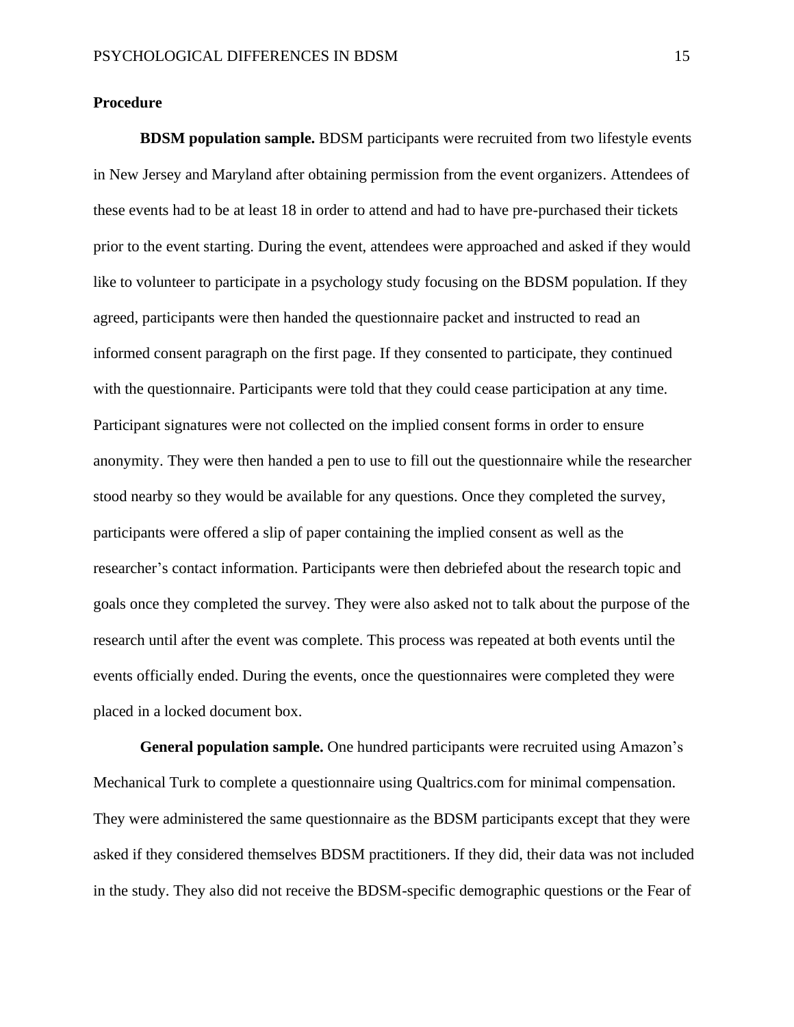## Procedure

**BDSM population sample.** BDSM participants were recruited from two lifestyle events in New Jersey and Maryland after obtaining permission from the event organizers. Attendees of these events had to be at least 18 in order to attend and had to have pre-purchased their tickets prior to the event starting. During the event, attendees were approached and asked if they would like to volunteer to participate in a psychology study focusing on the BDSM population. If they agreed, participants were then handed the questionnaire packet and instructed to read an informed consent paragraph on the first page. If they consented to participate, they continued with the questionnaire. Participants were told that they could cease participation at any time. Participant signatures were not collected on the implied consent forms in order to ensure anonymity. They were then handed a pen to use to fill out the questionnaire while the researcher stood nearby so they would be available for any questions. Once they completed the survey, participants were offered a slip of paper containing the implied consent as well as the researcher's contact information. Participants were then debriefed about the research topic and goals once they completed the survey. They were also asked not to talk about the purpose of the research until after the event was complete. This process was repeated at both events until the events officially ended. During the events, once the questionnaires were completed they were placed in a locked document box.

**General population sample.** One hundred participants were recruited using Amazon's Mechanical Turk to complete a questionnaire using Qualtrics.com for minimal compensation. They were administered the same questionnaire as the BDSM participants except that they were asked if they considered themselves BDSM practitioners. If they did, their data was not included in the study. They also did not receive the BDSM-specific demographic questions or the Fear of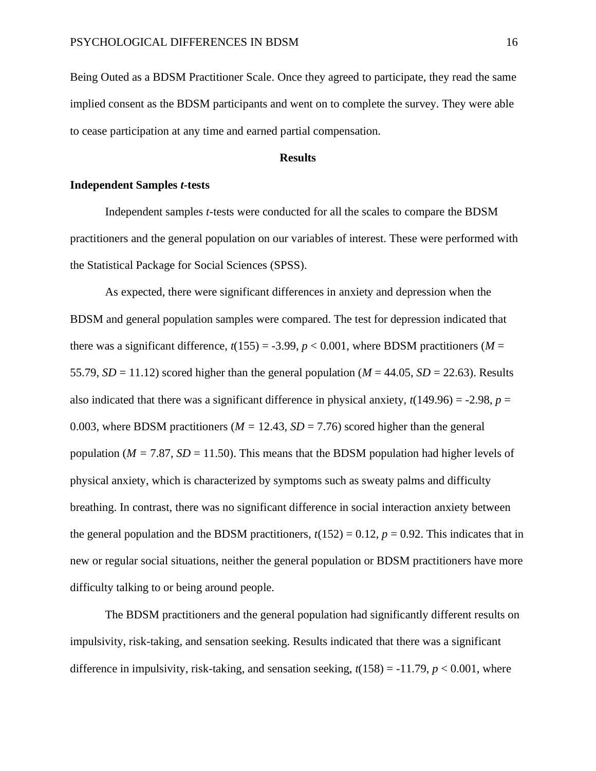Being Outed as a BDSM Practitioner Scale. Once they agreed to participate, they read the same implied consent as the BDSM participants and went on to complete the survey. They were able to cease participation at any time and earned partial compensation.

## Results

### Independent Samples *t*-tests

Independent samples *t*-tests were conducted for all the scales to compare the BDSM practitioners and the general population on our variables of interest. These were performed with the Statistical Package for Social Sciences (SPSS).

As expected, there were significant differences in anxiety and depression when the BDSM and general population samples were compared. The test for depression indicated that there was a significant difference, $t(155) = -3.99$, $p < 0.001$, where BDSM practitioners ($M = 55.79$, $SD = 11.12$) scored higher than the general population ($M = 44.05$, $SD = 22.63$). Results also indicated that there was a significant difference in physical anxiety, $t(149.96) = -2.98$, $p = 0.003$, where BDSM practitioners ($M = 12.43$, $SD = 7.76$) scored higher than the general population ($M = 7.87$, $SD = 11.50$). This means that the BDSM population had higher levels of physical anxiety, which is characterized by symptoms such as sweaty palms and difficulty breathing. In contrast, there was no significant difference in social interaction anxiety between the general population and the BDSM practitioners, $t(152) = 0.12$, $p = 0.92$. This indicates that in new or regular social situations, neither the general population or BDSM practitioners have more difficulty talking to or being around people.

The BDSM practitioners and the general population had significantly different results on impulsivity, risk-taking, and sensation seeking. Results indicated that there was a significant difference in impulsivity, risk-taking, and sensation seeking, $t(158) = -11.79$, $p < 0.001$, where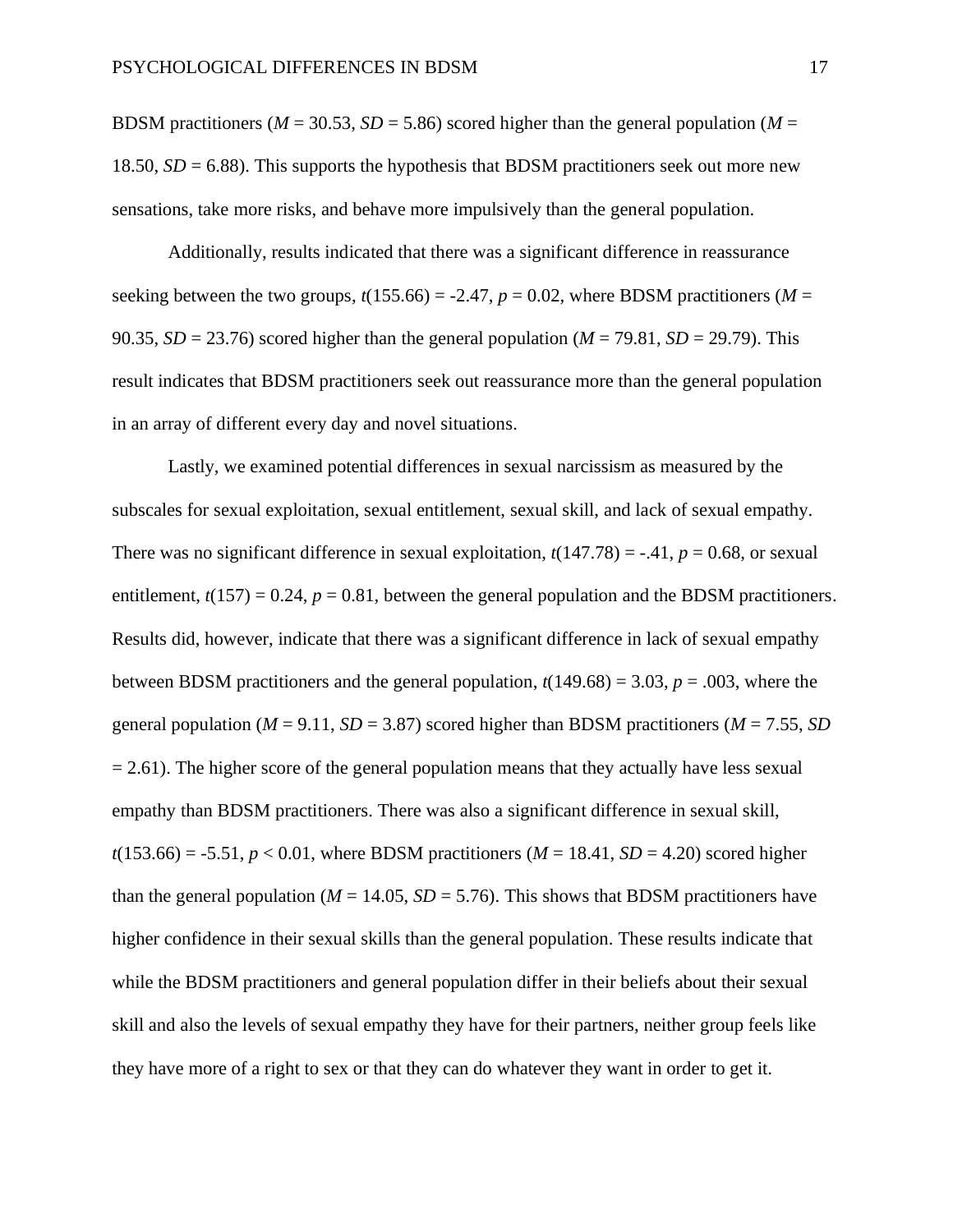BDSM practitioners ($M$ = 30.53, $SD$ = 5.86) scored higher than the general population ($M$ = 18.50, $SD$ = 6.88). This supports the hypothesis that BDSM practitioners seek out more new sensations, take more risks, and behave more impulsively than the general population.

Additionally, results indicated that there was a significant difference in reassurance seeking between the two groups, $t(155.66) = -2.47$, $p = 0.02$, where BDSM practitioners ($M$ = 90.35, $SD$ = 23.76) scored higher than the general population ($M$ = 79.81, $SD$ = 29.79). This result indicates that BDSM practitioners seek out reassurance more than the general population in an array of different every day and novel situations.

Lastly, we examined potential differences in sexual narcissism as measured by the subscales for sexual exploitation, sexual entitlement, sexual skill, and lack of sexual empathy. There was no significant difference in sexual exploitation, $t(147.78) = -.41$, $p = 0.68$, or sexual entitlement, $t(157) = 0.24$, $p = 0.81$, between the general population and the BDSM practitioners. Results did, however, indicate that there was a significant difference in lack of sexual empathy between BDSM practitioners and the general population, $t(149.68) = 3.03$, $p = .003$, where the general population ($M$ = 9.11, $SD$ = 3.87) scored higher than BDSM practitioners ($M$ = 7.55, $SD$ = 2.61). The higher score of the general population means that they actually have less sexual empathy than BDSM practitioners. There was also a significant difference in sexual skill, $t(153.66) = -5.51$, $p < 0.01$, where BDSM practitioners ($M$ = 18.41, $SD$ = 4.20) scored higher than the general population ($M$ = 14.05, $SD$ = 5.76). This shows that BDSM practitioners have higher confidence in their sexual skills than the general population. These results indicate that while the BDSM practitioners and general population differ in their beliefs about their sexual skill and also the levels of sexual empathy they have for their partners, neither group feels like they have more of a right to sex or that they can do whatever they want in order to get it.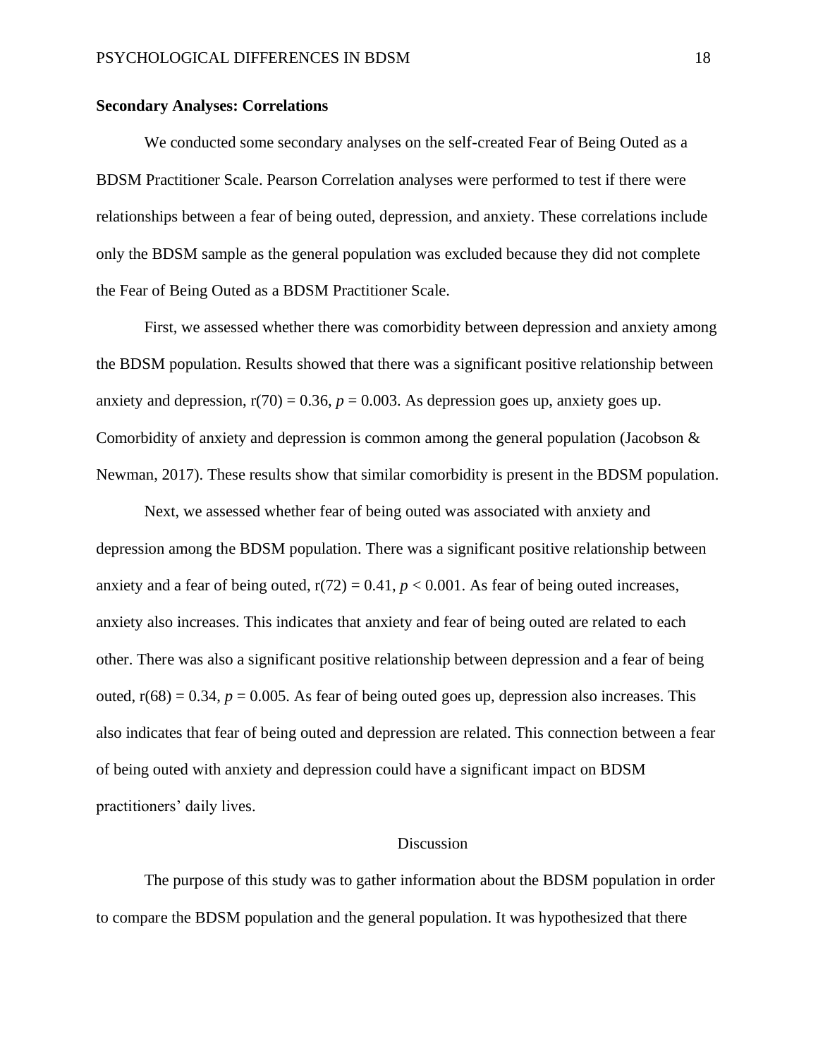### Secondary Analyses: Correlations

We conducted some secondary analyses on the self-created Fear of Being Outed as a BDSM Practitioner Scale. Pearson Correlation analyses were performed to test if there were relationships between a fear of being outed, depression, and anxiety. These correlations include only the BDSM sample as the general population was excluded because they did not complete the Fear of Being Outed as a BDSM Practitioner Scale.

First, we assessed whether there was comorbidity between depression and anxiety among the BDSM population. Results showed that there was a significant positive relationship between anxiety and depression, $r(70) = 0.36$, $p = 0.003$. As depression goes up, anxiety goes up. Comorbidity of anxiety and depression is common among the general population (Jacobson & Newman, 2017). These results show that similar comorbidity is present in the BDSM population.

Next, we assessed whether fear of being outed was associated with anxiety and depression among the BDSM population. There was a significant positive relationship between anxiety and a fear of being outed, $r(72) = 0.41$, $p < 0.001$. As fear of being outed increases, anxiety also increases. This indicates that anxiety and fear of being outed are related to each other. There was also a significant positive relationship between depression and a fear of being outed, $r(68) = 0.34$, $p = 0.005$. As fear of being outed goes up, depression also increases. This also indicates that fear of being outed and depression are related. This connection between a fear of being outed with anxiety and depression could have a significant impact on BDSM practitioners' daily lives.

## Discussion

The purpose of this study was to gather information about the BDSM population in order to compare the BDSM population and the general population. It was hypothesized that there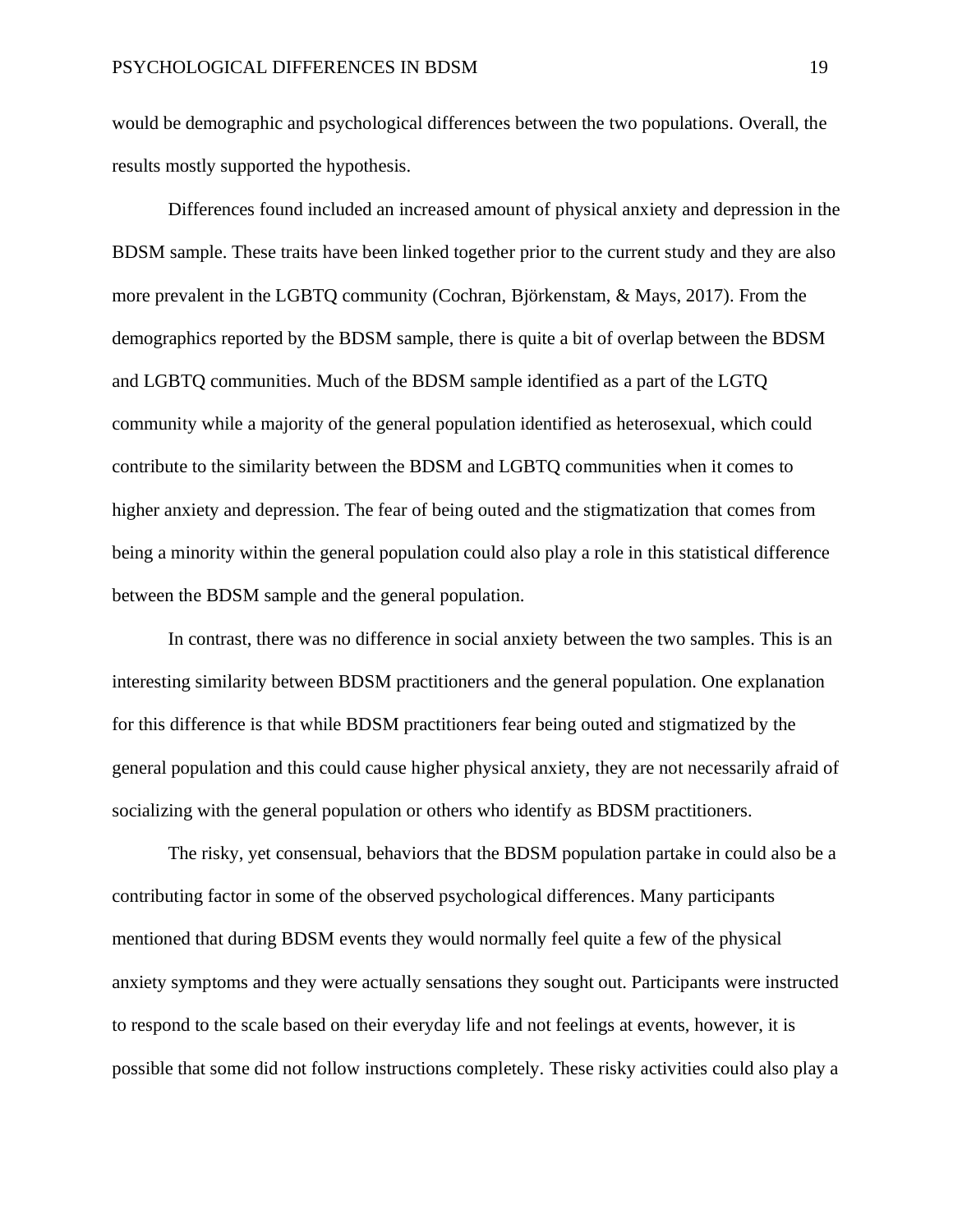would be demographic and psychological differences between the two populations. Overall, the results mostly supported the hypothesis.

Differences found included an increased amount of physical anxiety and depression in the BDSM sample. These traits have been linked together prior to the current study and they are also more prevalent in the LGBTQ community (Cochran, Björkenstam, & Mays, 2017). From the demographics reported by the BDSM sample, there is quite a bit of overlap between the BDSM and LGBTQ communities. Much of the BDSM sample identified as a part of the LGTQ community while a majority of the general population identified as heterosexual, which could contribute to the similarity between the BDSM and LGBTQ communities when it comes to higher anxiety and depression. The fear of being outed and the stigmatization that comes from being a minority within the general population could also play a role in this statistical difference between the BDSM sample and the general population.

In contrast, there was no difference in social anxiety between the two samples. This is an interesting similarity between BDSM practitioners and the general population. One explanation for this difference is that while BDSM practitioners fear being outed and stigmatized by the general population and this could cause higher physical anxiety, they are not necessarily afraid of socializing with the general population or others who identify as BDSM practitioners.

The risky, yet consensual, behaviors that the BDSM population partake in could also be a contributing factor in some of the observed psychological differences. Many participants mentioned that during BDSM events they would normally feel quite a few of the physical anxiety symptoms and they were actually sensations they sought out. Participants were instructed to respond to the scale based on their everyday life and not feelings at events, however, it is possible that some did not follow instructions completely. These risky activities could also play a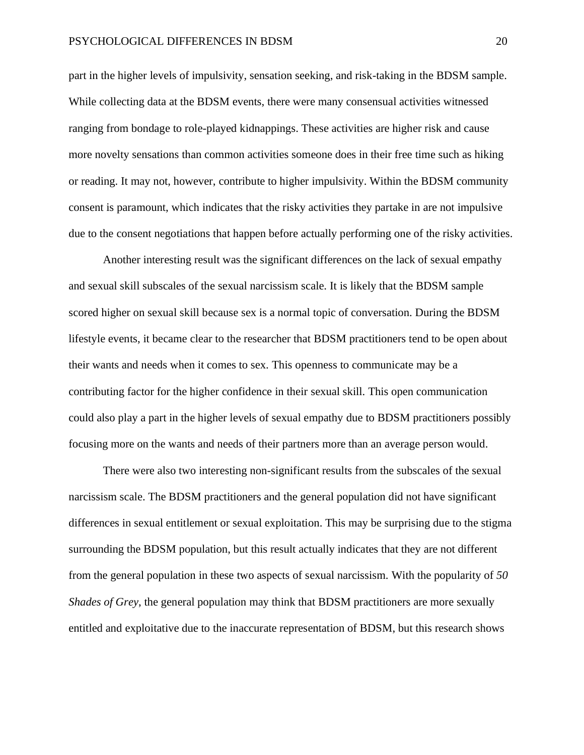part in the higher levels of impulsivity, sensation seeking, and risk-taking in the BDSM sample. While collecting data at the BDSM events, there were many consensual activities witnessed ranging from bondage to role-played kidnappings. These activities are higher risk and cause more novelty sensations than common activities someone does in their free time such as hiking or reading. It may not, however, contribute to higher impulsivity. Within the BDSM community consent is paramount, which indicates that the risky activities they partake in are not impulsive due to the consent negotiations that happen before actually performing one of the risky activities.

Another interesting result was the significant differences on the lack of sexual empathy and sexual skill subscales of the sexual narcissism scale. It is likely that the BDSM sample scored higher on sexual skill because sex is a normal topic of conversation. During the BDSM lifestyle events, it became clear to the researcher that BDSM practitioners tend to be open about their wants and needs when it comes to sex. This openness to communicate may be a contributing factor for the higher confidence in their sexual skill. This open communication could also play a part in the higher levels of sexual empathy due to BDSM practitioners possibly focusing more on the wants and needs of their partners more than an average person would.

There were also two interesting non-significant results from the subscales of the sexual narcissism scale. The BDSM practitioners and the general population did not have significant differences in sexual entitlement or sexual exploitation. This may be surprising due to the stigma surrounding the BDSM population, but this result actually indicates that they are not different from the general population in these two aspects of sexual narcissism. With the popularity of *50 Shades of Grey*, the general population may think that BDSM practitioners are more sexually entitled and exploitative due to the inaccurate representation of BDSM, but this research shows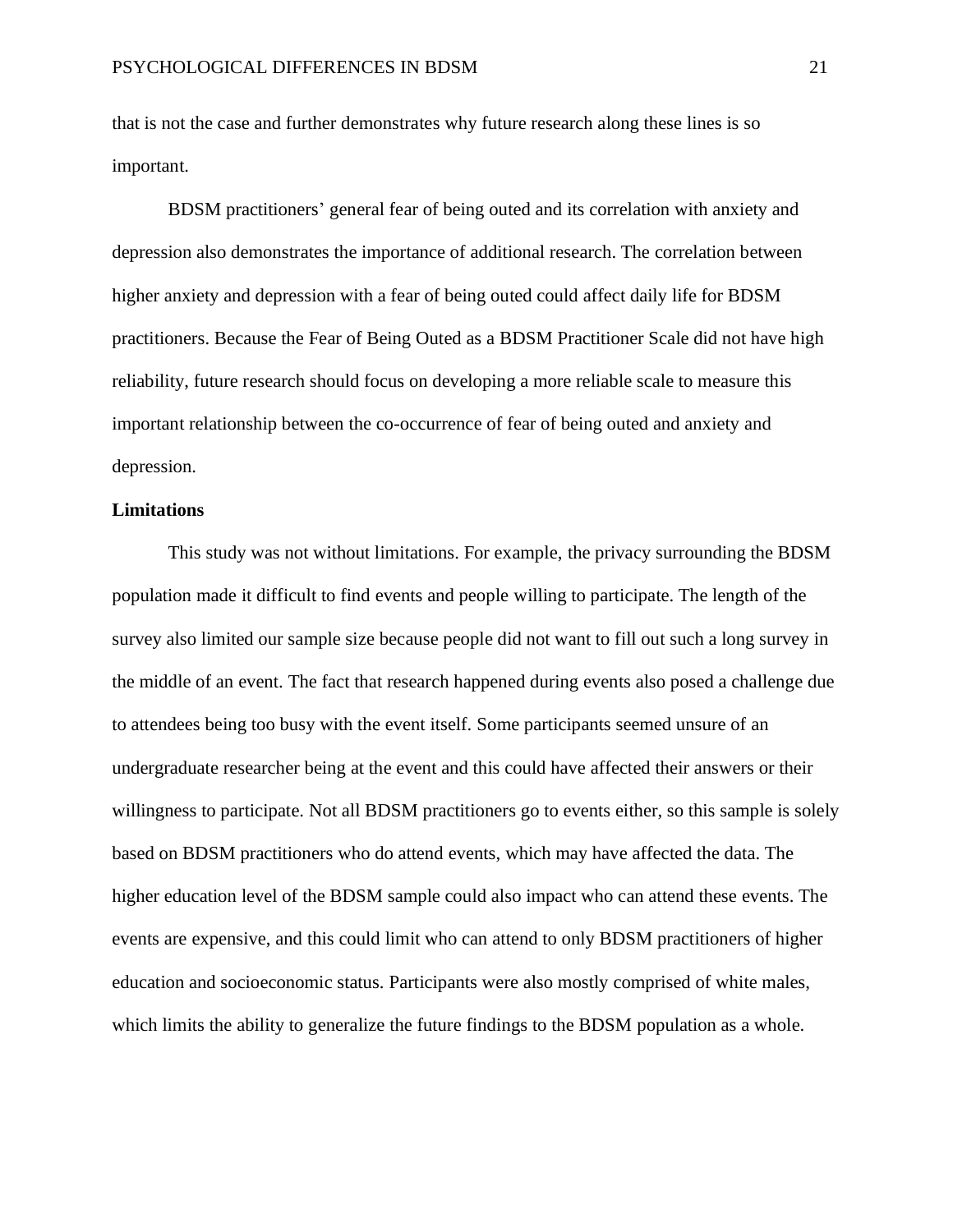that is not the case and further demonstrates why future research along these lines is so important.

BDSM practitioners' general fear of being outed and its correlation with anxiety and depression also demonstrates the importance of additional research. The correlation between higher anxiety and depression with a fear of being outed could affect daily life for BDSM practitioners. Because the Fear of Being Outed as a BDSM Practitioner Scale did not have high reliability, future research should focus on developing a more reliable scale to measure this important relationship between the co-occurrence of fear of being outed and anxiety and depression.

**Limitations**

This study was not without limitations. For example, the privacy surrounding the BDSM population made it difficult to find events and people willing to participate. The length of the survey also limited our sample size because people did not want to fill out such a long survey in the middle of an event. The fact that research happened during events also posed a challenge due to attendees being too busy with the event itself. Some participants seemed unsure of an undergraduate researcher being at the event and this could have affected their answers or their willingness to participate. Not all BDSM practitioners go to events either, so this sample is solely based on BDSM practitioners who do attend events, which may have affected the data. The higher education level of the BDSM sample could also impact who can attend these events. The events are expensive, and this could limit who can attend to only BDSM practitioners of higher education and socioeconomic status. Participants were also mostly comprised of white males, which limits the ability to generalize the future findings to the BDSM population as a whole.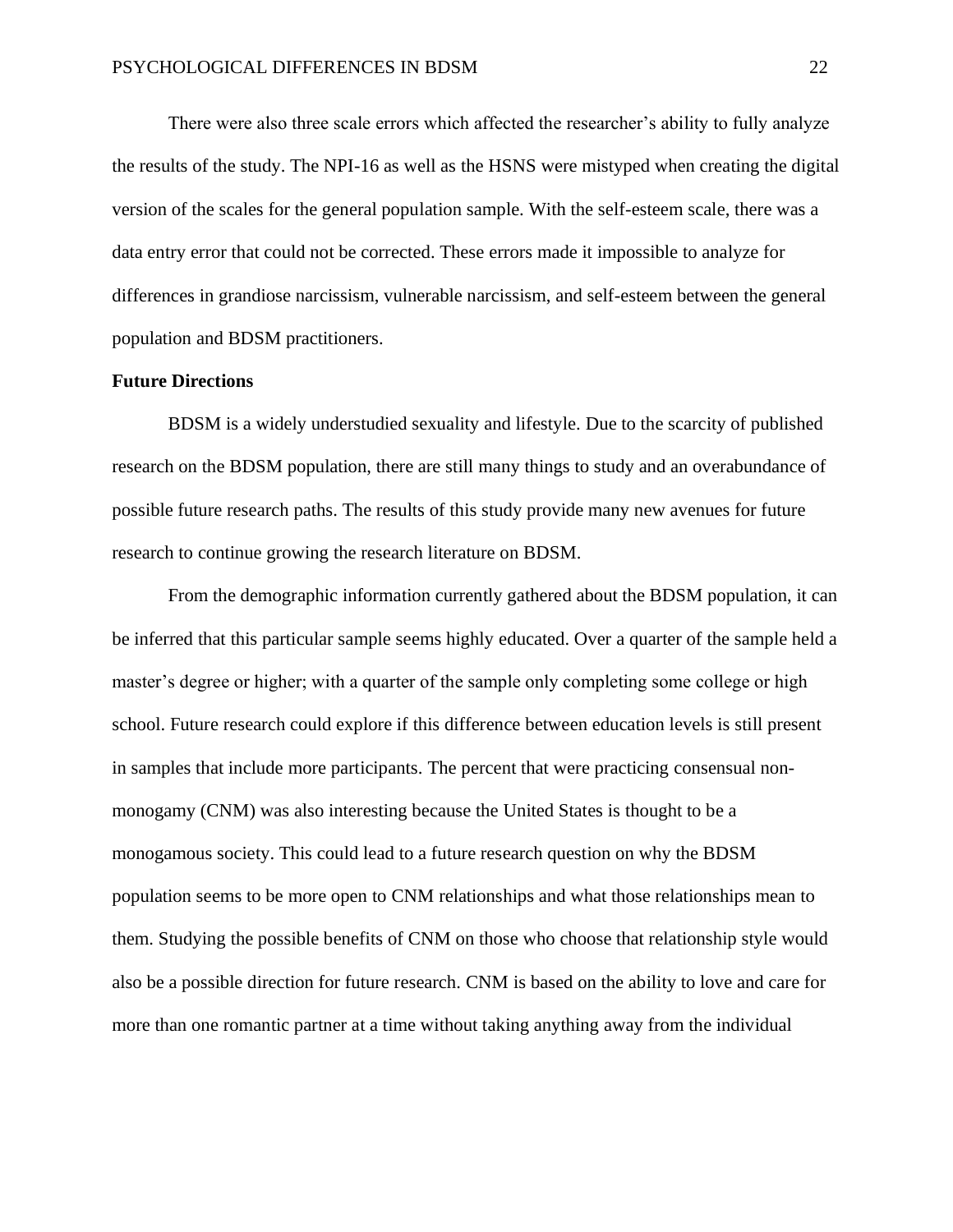There were also three scale errors which affected the researcher's ability to fully analyze the results of the study. The NPI-16 as well as the HSNS were mistyped when creating the digital version of the scales for the general population sample. With the self-esteem scale, there was a data entry error that could not be corrected. These errors made it impossible to analyze for differences in grandiose narcissism, vulnerable narcissism, and self-esteem between the general population and BDSM practitioners.

**Future Directions**

BDSM is a widely understudied sexuality and lifestyle. Due to the scarcity of published research on the BDSM population, there are still many things to study and an overabundance of possible future research paths. The results of this study provide many new avenues for future research to continue growing the research literature on BDSM.

From the demographic information currently gathered about the BDSM population, it can be inferred that this particular sample seems highly educated. Over a quarter of the sample held a master's degree or higher; with a quarter of the sample only completing some college or high school. Future research could explore if this difference between education levels is still present in samples that include more participants. The percent that were practicing consensual non-monogamy (CNM) was also interesting because the United States is thought to be a monogamous society. This could lead to a future research question on why the BDSM population seems to be more open to CNM relationships and what those relationships mean to them. Studying the possible benefits of CNM on those who choose that relationship style would also be a possible direction for future research. CNM is based on the ability to love and care for more than one romantic partner at a time without taking anything away from the individual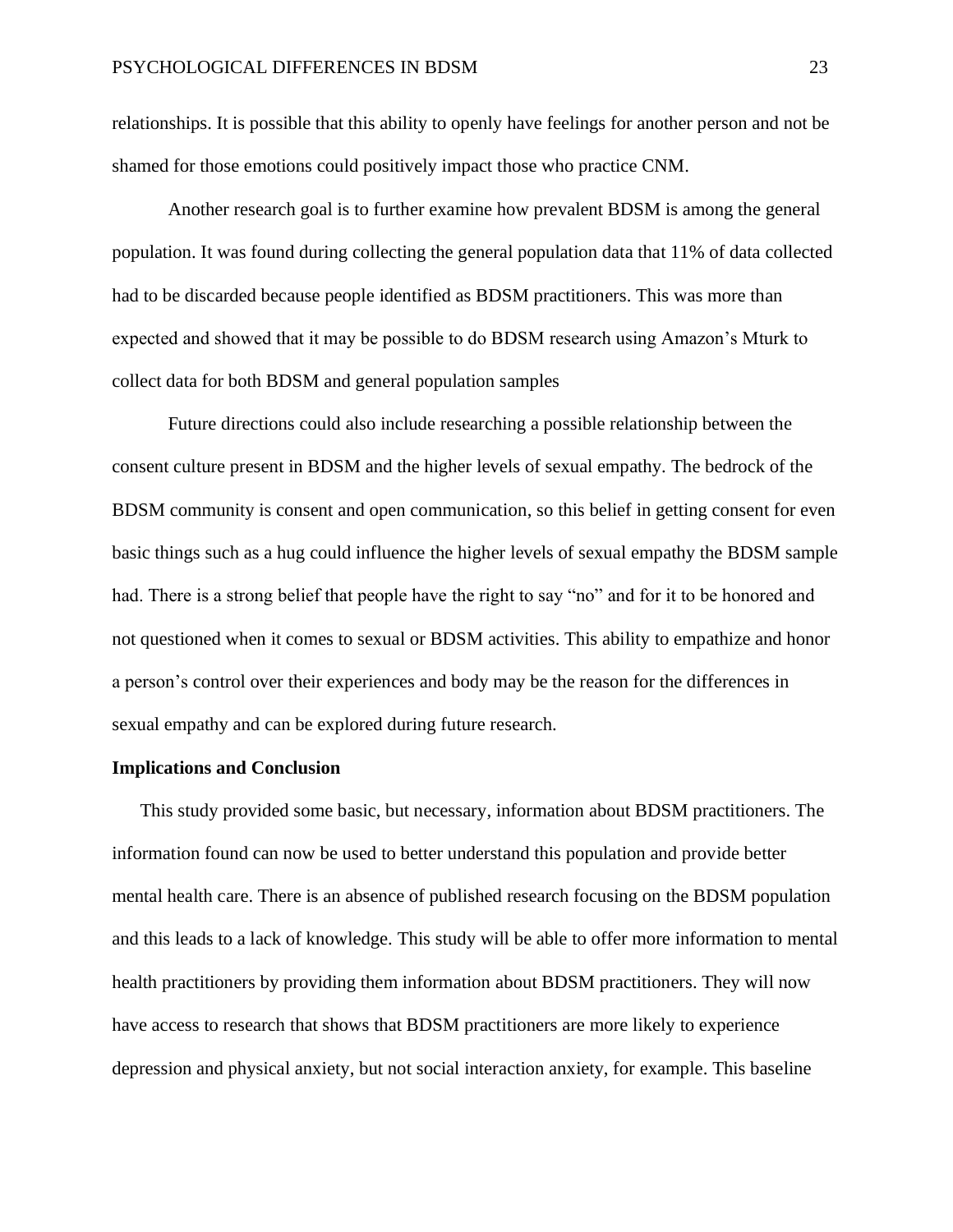relationships. It is possible that this ability to openly have feelings for another person and not be shamed for those emotions could positively impact those who practice CNM.

Another research goal is to further examine how prevalent BDSM is among the general population. It was found during collecting the general population data that 11% of data collected had to be discarded because people identified as BDSM practitioners. This was more than expected and showed that it may be possible to do BDSM research using Amazon's Mturk to collect data for both BDSM and general population samples

Future directions could also include researching a possible relationship between the consent culture present in BDSM and the higher levels of sexual empathy. The bedrock of the BDSM community is consent and open communication, so this belief in getting consent for even basic things such as a hug could influence the higher levels of sexual empathy the BDSM sample had. There is a strong belief that people have the right to say "no" and for it to be honored and not questioned when it comes to sexual or BDSM activities. This ability to empathize and honor a person's control over their experiences and body may be the reason for the differences in sexual empathy and can be explored during future research.

**Implications and Conclusion**

This study provided some basic, but necessary, information about BDSM practitioners. The information found can now be used to better understand this population and provide better mental health care. There is an absence of published research focusing on the BDSM population and this leads to a lack of knowledge. This study will be able to offer more information to mental health practitioners by providing them information about BDSM practitioners. They will now have access to research that shows that BDSM practitioners are more likely to experience depression and physical anxiety, but not social interaction anxiety, for example. This baseline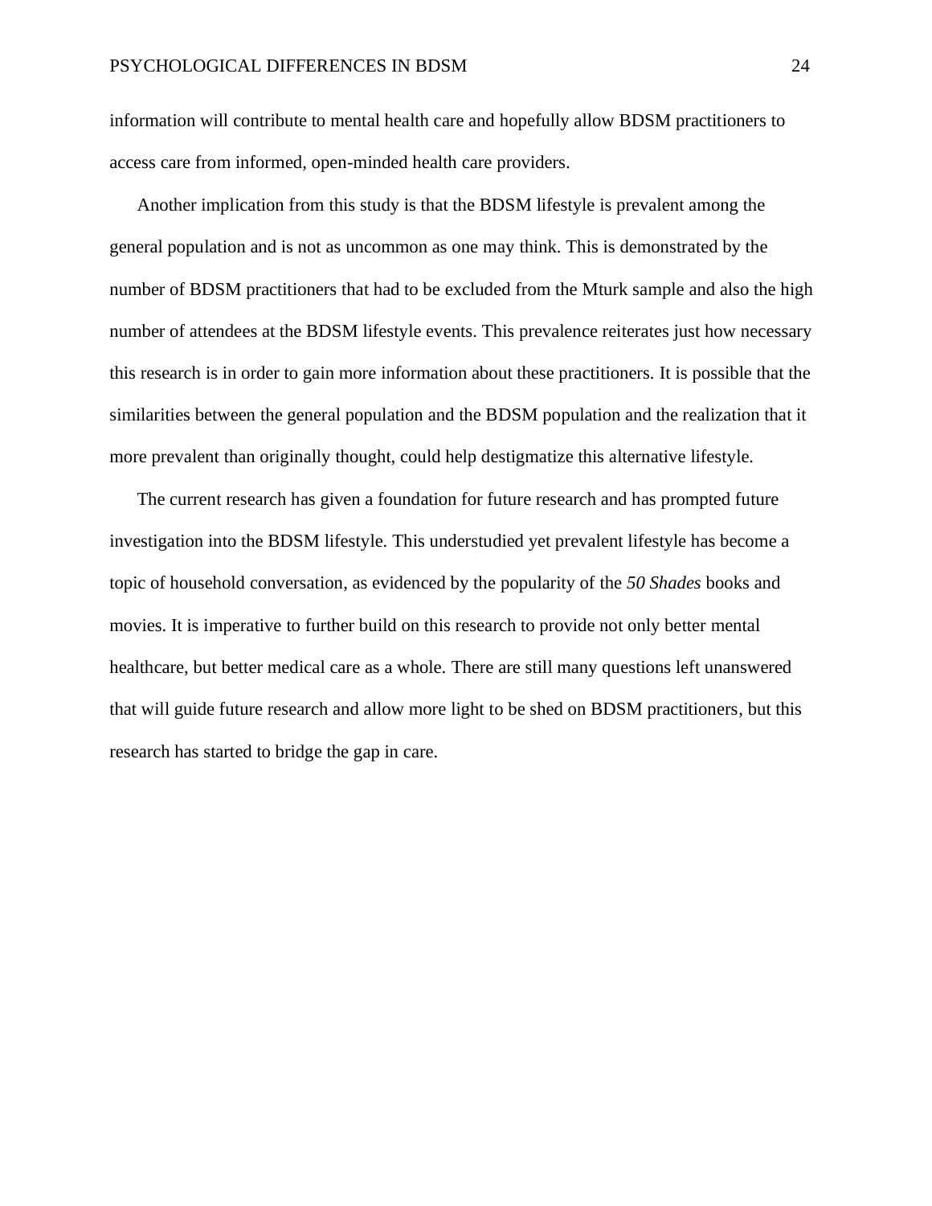information will contribute to mental health care and hopefully allow BDSM practitioners to access care from informed, open-minded health care providers.

Another implication from this study is that the BDSM lifestyle is prevalent among the general population and is not as uncommon as one may think. This is demonstrated by the number of BDSM practitioners that had to be excluded from the Mturk sample and also the high number of attendees at the BDSM lifestyle events. This prevalence reiterates just how necessary this research is in order to gain more information about these practitioners. It is possible that the similarities between the general population and the BDSM population and the realization that it more prevalent than originally thought, could help destigmatize this alternative lifestyle.

The current research has given a foundation for future research and has prompted future investigation into the BDSM lifestyle. This understudied yet prevalent lifestyle has become a topic of household conversation, as evidenced by the popularity of the *50 Shades* books and movies. It is imperative to further build on this research to provide not only better mental healthcare, but better medical care as a whole. There are still many questions left unanswered that will guide future research and allow more light to be shed on BDSM practitioners, but this research has started to bridge the gap in care.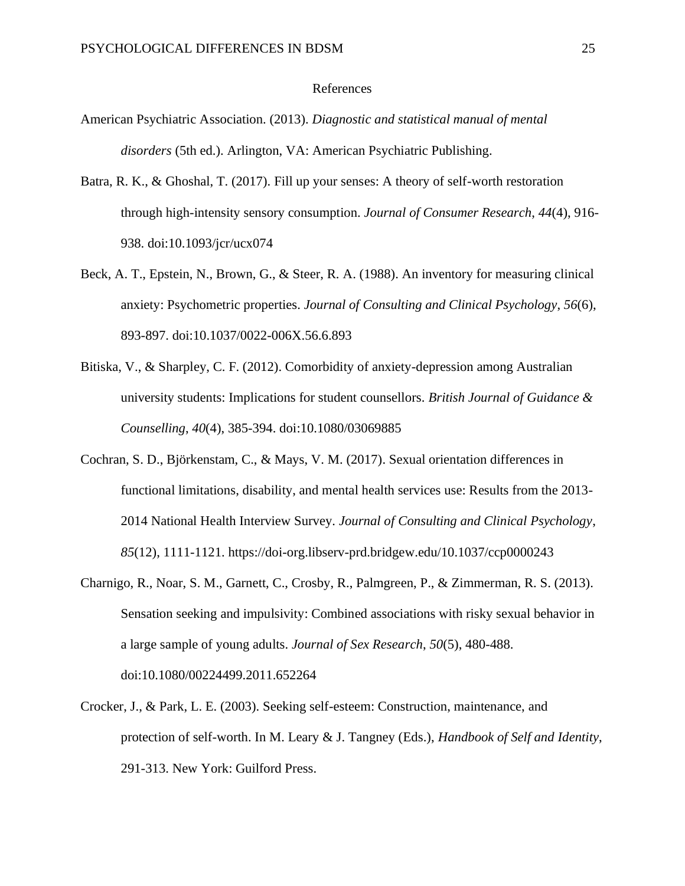References

American Psychiatric Association. (2013). *Diagnostic and statistical manual of mental disorders* (5th ed.). Arlington, VA: American Psychiatric Publishing.

Batra, R. K., & Ghoshal, T. (2017). Fill up your senses: A theory of self-worth restoration through high-intensity sensory consumption. *Journal of Consumer Research*, *44*(4), 916-938. doi:10.1093/jcr/ucx074

Beck, A. T., Epstein, N., Brown, G., & Steer, R. A. (1988). An inventory for measuring clinical anxiety: Psychometric properties. *Journal of Consulting and Clinical Psychology*, *56*(6), 893-897. doi:10.1037/0022-006X.56.6.893

Bitiska, V., & Sharpley, C. F. (2012). Comorbidity of anxiety-depression among Australian university students: Implications for student counsellors. *British Journal of Guidance & Counselling*, *40*(4), 385-394. doi:10.1080/03069885

Cochran, S. D., Björkenstam, C., & Mays, V. M. (2017). Sexual orientation differences in functional limitations, disability, and mental health services use: Results from the 2013-2014 National Health Interview Survey. *Journal of Consulting and Clinical Psychology*, *85*(12), 1111-1121. https://doi-org.libserv-prd.bridgew.edu/10.1037/ccp0000243

Charnigo, R., Noar, S. M., Garnett, C., Crosby, R., Palmgreen, P., & Zimmerman, R. S. (2013). Sensation seeking and impulsivity: Combined associations with risky sexual behavior in a large sample of young adults. *Journal of Sex Research*, *50*(5), 480-488. doi:10.1080/00224499.2011.652264

Crocker, J., & Park, L. E. (2003). Seeking self-esteem: Construction, maintenance, and protection of self-worth. In M. Leary & J. Tangney (Eds.), *Handbook of Self and Identity*, 291-313. New York: Guilford Press.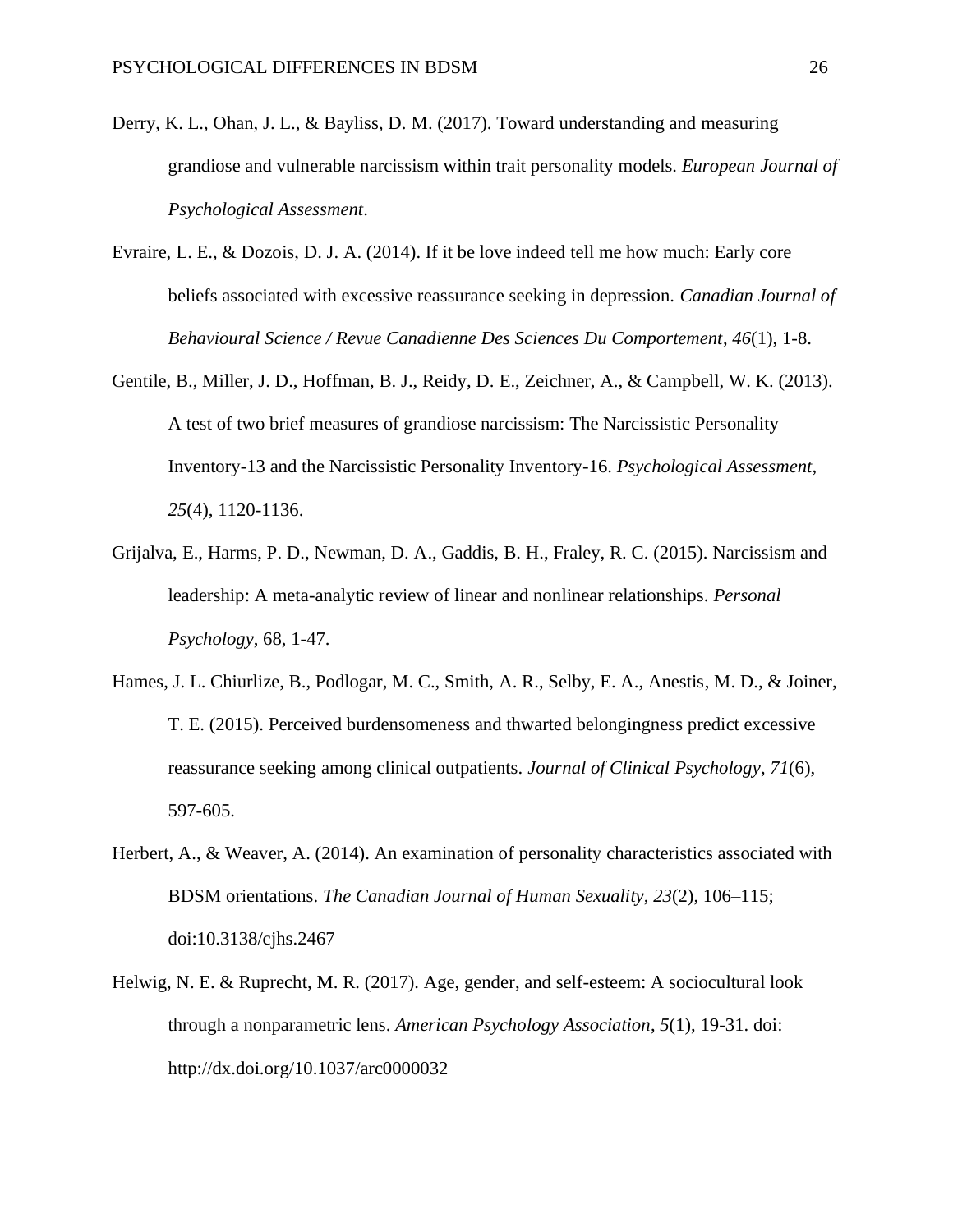Derry, K. L., Ohan, J. L., & Bayliss, D. M. (2017). Toward understanding and measuring grandiose and vulnerable narcissism within trait personality models. *European Journal of Psychological Assessment*.

Evraire, L. E., & Dozois, D. J. A. (2014). If it be love indeed tell me how much: Early core beliefs associated with excessive reassurance seeking in depression. *Canadian Journal of Behavioural Science / Revue Canadienne Des Sciences Du Comportement*, *46*(1), 1-8.

Gentile, B., Miller, J. D., Hoffman, B. J., Reidy, D. E., Zeichner, A., & Campbell, W. K. (2013). A test of two brief measures of grandiose narcissism: The Narcissistic Personality Inventory-13 and the Narcissistic Personality Inventory-16. *Psychological Assessment*, *25*(4), 1120-1136.

Grijalva, E., Harms, P. D., Newman, D. A., Gaddis, B. H., Fraley, R. C. (2015). Narcissism and leadership: A meta-analytic review of linear and nonlinear relationships. *Personal Psychology*, 68, 1-47.

Hames, J. L. Chiurlize, B., Podlogar, M. C., Smith, A. R., Selby, E. A., Anestis, M. D., & Joiner, T. E. (2015). Perceived burdensomeness and thwarted belongingness predict excessive reassurance seeking among clinical outpatients. *Journal of Clinical Psychology*, *71*(6), 597-605.

Herbert, A., & Weaver, A. (2014). An examination of personality characteristics associated with BDSM orientations. *The Canadian Journal of Human Sexuality*, *23*(2), 106–115; doi:10.3138/cjhs.2467

Helwig, N. E. & Ruprecht, M. R. (2017). Age, gender, and self-esteem: A sociocultural look through a nonparametric lens. *American Psychology Association*, *5*(1), 19-31. doi: http://dx.doi.org/10.1037/arc0000032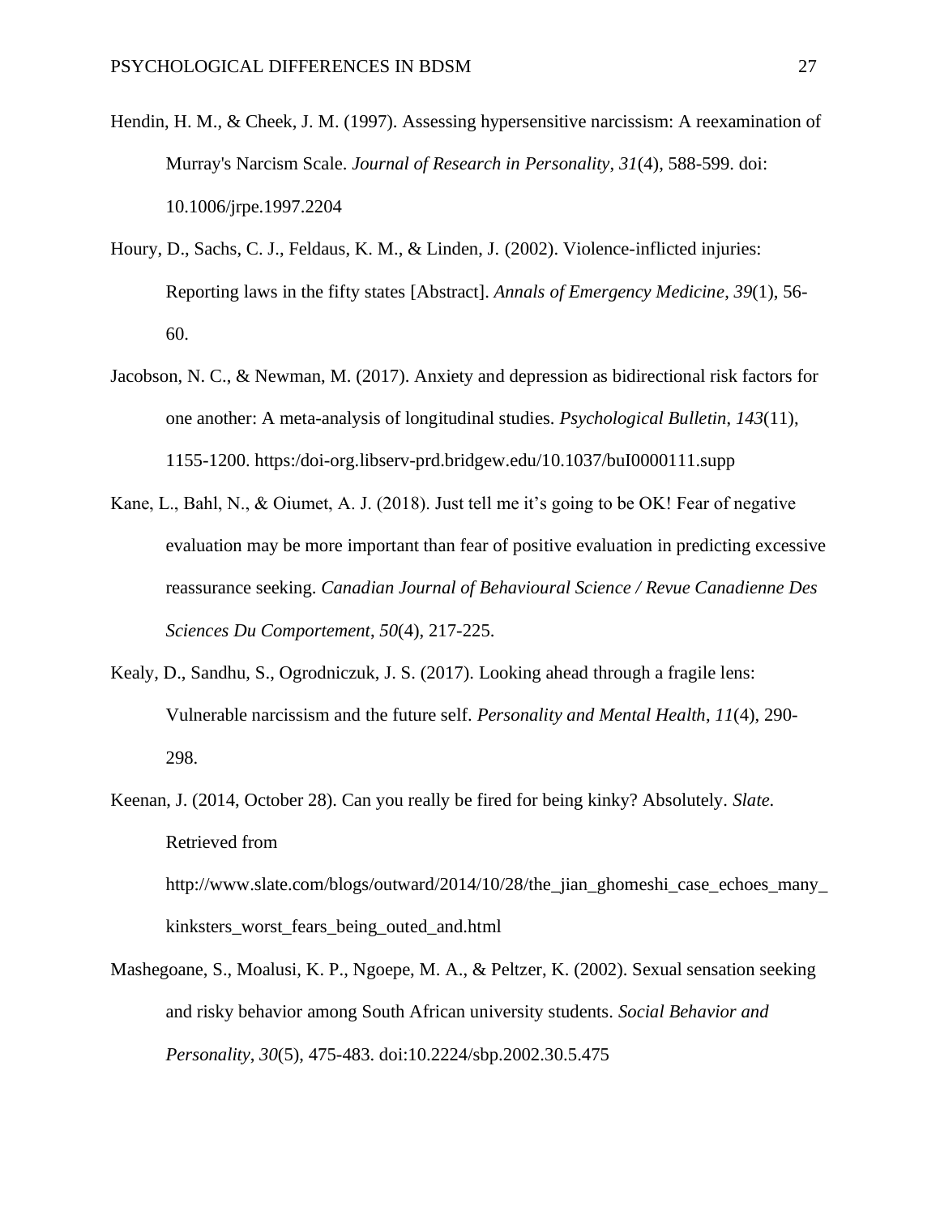Hendin, H. M., & Cheek, J. M. (1997). Assessing hypersensitive narcissism: A reexamination of Murray's Narcism Scale. *Journal of Research in Personality*, *31*(4), 588-599. doi: 10.1006/jrpe.1997.2204

Houry, D., Sachs, C. J., Feldaus, K. M., & Linden, J. (2002). Violence-inflicted injuries: Reporting laws in the fifty states [Abstract]. *Annals of Emergency Medicine*, *39*(1), 56-60.

Jacobson, N. C., & Newman, M. (2017). Anxiety and depression as bidirectional risk factors for one another: A meta-analysis of longitudinal studies. *Psychological Bulletin*, *143*(11), 1155-1200. https:/doi-org.libserv-prd.bridgew.edu/10.1037/buI0000111.supp

Kane, L., Bahl, N., & Oiumet, A. J. (2018). Just tell me it's going to be OK! Fear of negative evaluation may be more important than fear of positive evaluation in predicting excessive reassurance seeking. *Canadian Journal of Behavioural Science / Revue Canadienne Des Sciences Du Comportement*, *50*(4), 217-225.

Kealy, D., Sandhu, S., Ogrodniczuk, J. S. (2017). Looking ahead through a fragile lens: Vulnerable narcissism and the future self. *Personality and Mental Health*, *11*(4), 290-298.

Keenan, J. (2014, October 28). Can you really be fired for being kinky? Absolutely. *Slate.* Retrieved from http://www.slate.com/blogs/outward/2014/10/28/the_jian_ghomeshi_case_echoes_many_kinksters_worst_fears_being_outed_and.html

Mashegoane, S., Moalusi, K. P., Ngoepe, M. A., & Peltzer, K. (2002). Sexual sensation seeking and risky behavior among South African university students. *Social Behavior and Personality*, *30*(5), 475-483. doi:10.2224/sbp.2002.30.5.475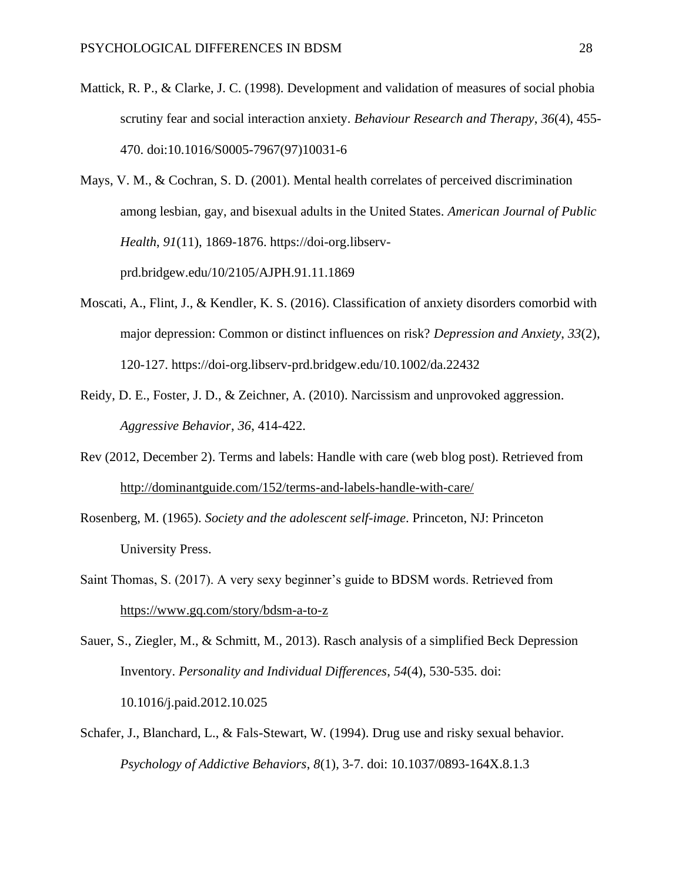Mattick, R. P., & Clarke, J. C. (1998). Development and validation of measures of social phobia scrutiny fear and social interaction anxiety. *Behaviour Research and Therapy*, *36*(4), 455-470. doi:10.1016/S0005-7967(97)10031-6

Mays, V. M., & Cochran, S. D. (2001). Mental health correlates of perceived discrimination among lesbian, gay, and bisexual adults in the United States. *American Journal of Public Health*, *91*(11), 1869-1876. https://doi-org.libserv-prd.bridgew.edu/10/2105/AJPH.91.11.1869

Moscati, A., Flint, J., & Kendler, K. S. (2016). Classification of anxiety disorders comorbid with major depression: Common or distinct influences on risk? *Depression and Anxiety*, *33*(2), 120-127. https://doi-org.libserv-prd.bridgew.edu/10.1002/da.22432

Reidy, D. E., Foster, J. D., & Zeichner, A. (2010). Narcissism and unprovoked aggression. *Aggressive Behavior*, *36*, 414-422.

Rev (2012, December 2). Terms and labels: Handle with care (web blog post). Retrieved from http://dominantguide.com/152/terms-and-labels-handle-with-care/

Rosenberg, M. (1965). *Society and the adolescent self-image*. Princeton, NJ: Princeton University Press.

Saint Thomas, S. (2017). A very sexy beginner's guide to BDSM words. Retrieved from https://www.gq.com/story/bdsm-a-to-z

Sauer, S., Ziegler, M., & Schmitt, M., 2013). Rasch analysis of a simplified Beck Depression Inventory. *Personality and Individual Differences*, *54*(4), 530-535. doi: 10.1016/j.paid.2012.10.025

Schafer, J., Blanchard, L., & Fals-Stewart, W. (1994). Drug use and risky sexual behavior. *Psychology of Addictive Behaviors*, *8*(1), 3-7. doi: 10.1037/0893-164X.8.1.3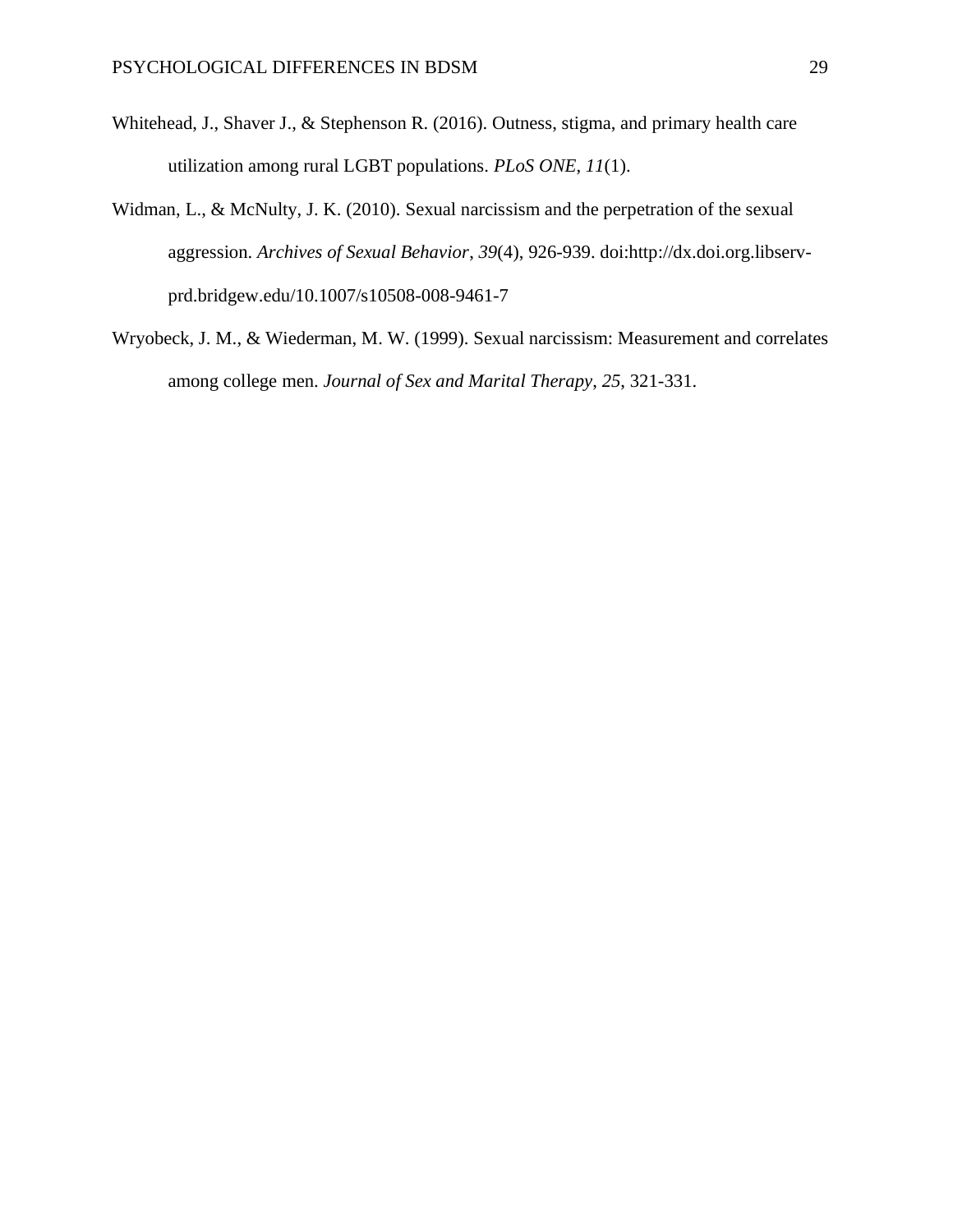Whitehead, J., Shaver J., & Stephenson R. (2016). Outness, stigma, and primary health care utilization among rural LGBT populations. *PLoS ONE*, *11*(1).

Widman, L., & McNulty, J. K. (2010). Sexual narcissism and the perpetration of the sexual aggression. *Archives of Sexual Behavior, 39*(4), 926-939. doi:http://dx.doi.org.libserv-prd.bridgew.edu/10.1007/s10508-008-9461-7

Wryobeck, J. M., & Wiederman, M. W. (1999). Sexual narcissism: Measurement and correlates among college men. *Journal of Sex and Marital Therapy*, *25*, 321-331.